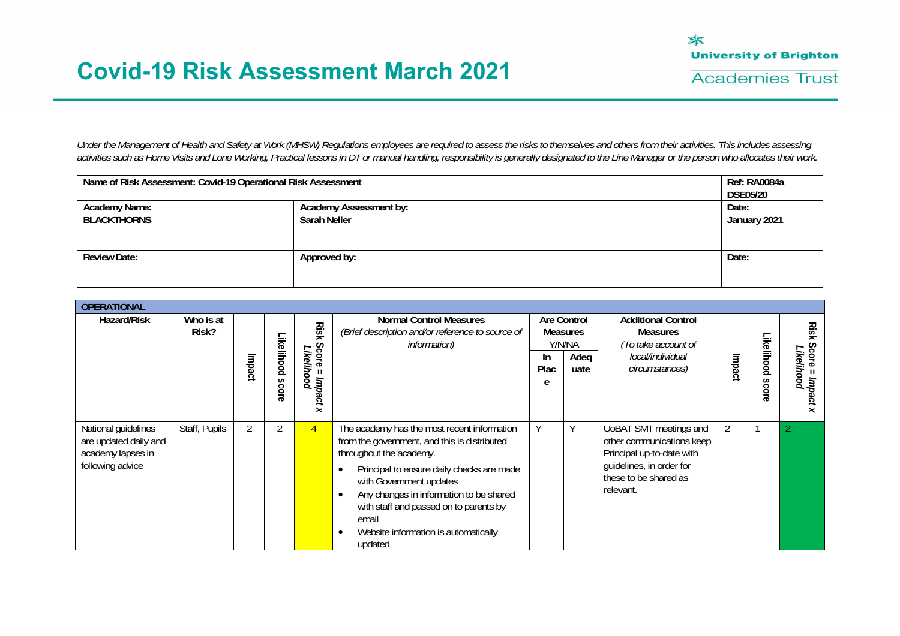# Covid-19 Risk Assessment March 2021

University of Brighton
Academies Trust

*Under the Management of Health and Safety at Work (MHSW) Regulations employees are required to assess the risks to themselves and others from their activities. This includes assessing activities such as Home Visits and Lone Working, Practical lessons in DT or manual handling, responsibility is generally designated to the Line Manager or the person who allocates their work.*

| **Name of Risk Assessment: Covid-19 Operational Risk Assessment** | | **Ref: RA0084a DSE05/20** |
|---|---|---|
| **Academy Name:** **BLACKTHORNS** | **Academy Assessment by:** **Sarah Neller** | **Date:** **January 2021** |
| **Review Date:** | **Approved by:** | **Date:** |

| **OPERATIONAL** | | | | | | | | | | | |
|---|---|---|---|---|---|---|---|---|---|---|---|
| **Hazard/Risk** | **Who is at Risk?** | **Impact** | **Likelihood score** | ***Risk Score = Impact x Likelihood*** | **Normal Control Measures** *(Brief description and/or reference to source of information)* | **Are Control Measures Y/N/NA** | | **Additional Control Measures** *(To take account of local/individual circumstances)* | **Impact** | **Likelihood score** | ***Risk Score = Impact x Likelihood*** |
| | | | | | | **In Place** | **Adequate** | | | | |
| National guidelines are updated daily and academy lapses in following advice | Staff, Pupils | 2 | 2 | 4 | The academy has the most recent information from the government, and this is distributed throughout the academy.<br>• Principal to ensure daily checks are made with Government updates<br>• Any changes in information to be shared with staff and passed on to parents by email<br>• Website information is automatically updated | Y | Y | UoBAT SMT meetings and other communications keep Principal up-to-date with guidelines, in order for these to be shared as relevant. | 2 | 1 | 2 |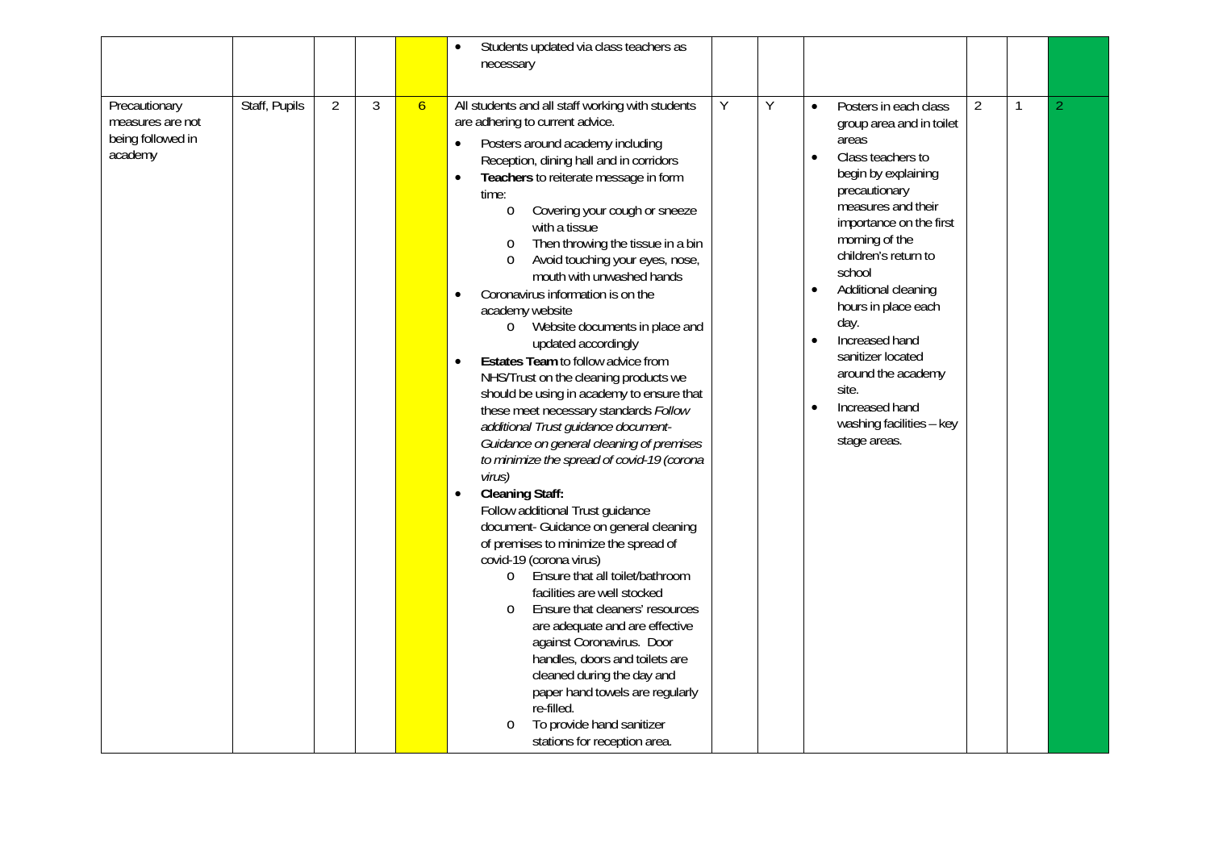| | | | | | | | | | | | |
|---|---|---|---|---|---|---|---|---|---|---|---|
| | | | | | • Students updated via class teachers as necessary | | | | | | |
| Precautionary measures are not being followed in academy | Staff, Pupils | 2 | 3 | 6 | All students and all staff working with students are adhering to current advice.<br>• Posters around academy including Reception, dining hall and in corridors<br>• **Teachers** to reiterate message in form time:<br>&nbsp;&nbsp;o Covering your cough or sneeze with a tissue<br>&nbsp;&nbsp;o Then throwing the tissue in a bin<br>&nbsp;&nbsp;o Avoid touching your eyes, nose, mouth with unwashed hands<br>• Coronavirus information is on the academy website<br>&nbsp;&nbsp;o Website documents in place and updated accordingly<br>• **Estates Team** to follow advice from NHS/Trust on the cleaning products we should be using in academy to ensure that these meet necessary standards *Follow additional Trust guidance document- Guidance on general cleaning of premises to minimize the spread of covid-19 (corona virus)*<br>• **Cleaning Staff:**<br>Follow additional Trust guidance document- Guidance on general cleaning of premises to minimize the spread of covid-19 (corona virus)<br>&nbsp;&nbsp;o Ensure that all toilet/bathroom facilities are well stocked<br>&nbsp;&nbsp;o Ensure that cleaners' resources are adequate and are effective against Coronavirus. Door handles, doors and toilets are cleaned during the day and paper hand towels are regularly re-filled.<br>&nbsp;&nbsp;o To provide hand sanitizer stations for reception area. | Y | Y | • Posters in each class group area and in toilet areas<br>• Class teachers to begin by explaining precautionary measures and their importance on the first morning of the children's return to school<br>• Additional cleaning hours in place each day.<br>• Increased hand sanitizer located around the academy site.<br>• Increased hand washing facilities – key stage areas. | 2 | 1 | 2 |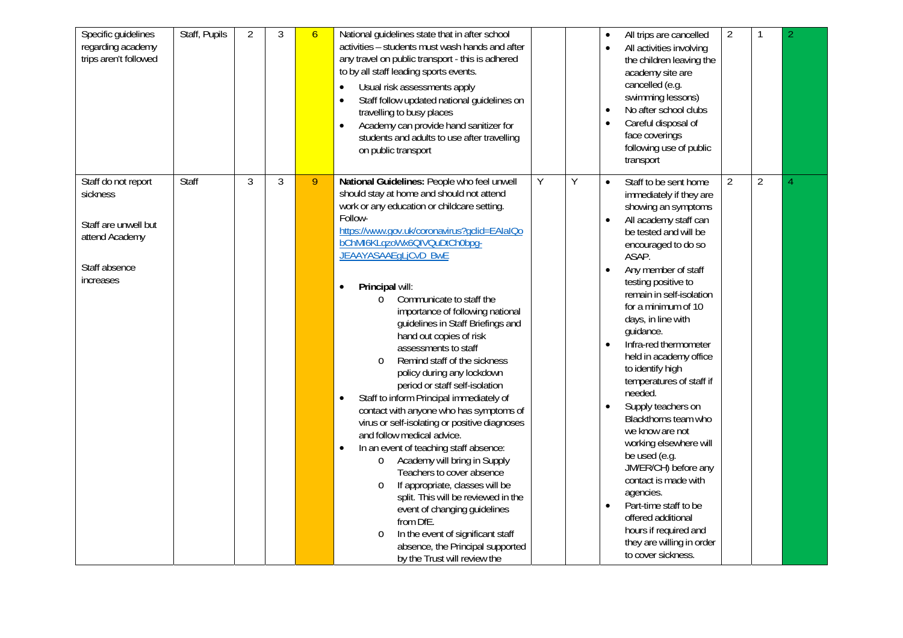| | | | | | | | | | | | |
|---|---|---|---|---|---|---|---|---|---|---|---|
| Specific guidelines regarding academy trips aren't followed | Staff, Pupils | 2 | 3 | 6 | National guidelines state that in after school activities – students must wash hands and after any travel on public transport - this is adhered to by all staff leading sports events.<br>• Usual risk assessments apply<br>• Staff follow updated national guidelines on travelling to busy places<br>• Academy can provide hand sanitizer for students and adults to use after travelling on public transport | | | • All trips are cancelled<br>• All activities involving the children leaving the academy site are cancelled (e.g. swimming lessons)<br>• No after school clubs<br>• Careful disposal of face coverings following use of public transport | 2 | 1 | 2 |
| Staff do not report sickness<br><br>Staff are unwell but attend Academy<br><br>Staff absence increases | Staff | 3 | 3 | 9 | **National Guidelines:** People who feel unwell should stay at home and should not attend work or any education or childcare setting. Follow- https://www.gov.uk/coronavirus?gclid=EAIaIQobChMI6KLqzoWx6QIVQuDtCh0bpg-JEAAYASAAEgLjCvD_BwE<br><br>• **Principal** will:<br>o Communicate to staff the importance of following national guidelines in Staff Briefings and hand out copies of risk assessments to staff<br>o Remind staff of the sickness policy during any lockdown period or staff self-isolation<br>• Staff to inform Principal immediately of contact with anyone who has symptoms of virus or self-isolating or positive diagnoses and follow medical advice.<br>• In an event of teaching staff absence:<br>o Academy will bring in Supply Teachers to cover absence<br>o If appropriate, classes will be split. This will be reviewed in the event of changing guidelines from DfE.<br>o In the event of significant staff absence, the Principal supported by the Trust will review the | Y | Y | • Staff to be sent home immediately if they are showing an symptoms<br>• All academy staff can be tested and will be encouraged to do so ASAP.<br>• Any member of staff testing positive to remain in self-isolation for a minimum of 10 days, in line with guidance.<br>• Infra-red thermometer held in academy office to identify high temperatures of staff if needed.<br>• Supply teachers on Blackthorns team who we know are not working elsewhere will be used (e.g. JM/ER/CH) before any contact is made with agencies.<br>• Part-time staff to be offered additional hours if required and they are willing in order to cover sickness. | 2 | 2 | 4 |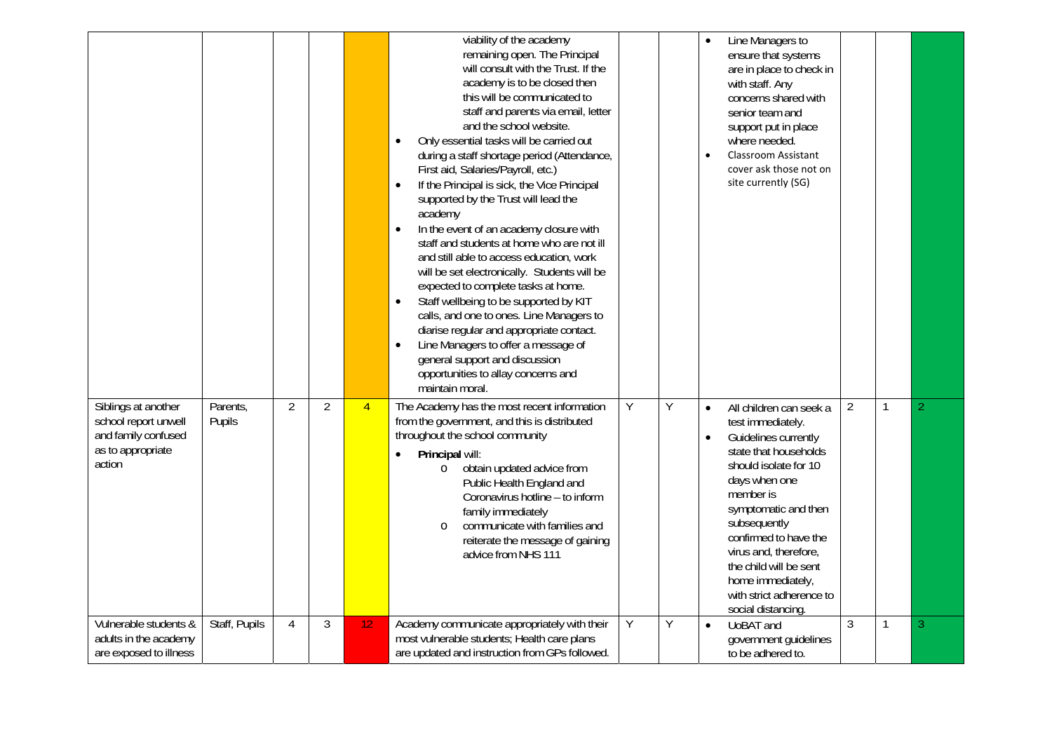| | | | | | | | | | | | |
|---|---|---|---|---|---|---|---|---|---|---|---|
| | | | | | viability of the academy remaining open. The Principal will consult with the Trust. If the academy is to be closed then this will be communicated to staff and parents via email, letter and the school website.<br>• Only essential tasks will be carried out during a staff shortage period (Attendance, First aid, Salaries/Payroll, etc.)<br>• If the Principal is sick, the Vice Principal supported by the Trust will lead the academy<br>• In the event of an academy closure with staff and students at home who are not ill and still able to access education, work will be set electronically. Students will be expected to complete tasks at home.<br>• Staff wellbeing to be supported by KIT calls, and one to ones. Line Managers to diarise regular and appropriate contact.<br>• Line Managers to offer a message of general support and discussion opportunities to allay concerns and maintain moral. | | | • Line Managers to ensure that systems are in place to check in with staff. Any concerns shared with senior team and support put in place where needed.<br>• Classroom Assistant cover ask those not on site currently (SG) | | | |
| Siblings at another school report unwell and family confused as to appropriate action | Parents, Pupils | 2 | 2 | 4 | The Academy has the most recent information from the government, and this is distributed throughout the school community<br>• **Principal** will:<br>o obtain updated advice from Public Health England and Coronavirus hotline – to inform family immediately<br>o communicate with families and reiterate the message of gaining advice from NHS 111 | Y | Y | • All children can seek a test immediately.<br>• Guidelines currently state that households should isolate for 10 days when one member is symptomatic and then subsequently confirmed to have the virus and, therefore, the child will be sent home immediately, with strict adherence to social distancing. | 2 | 1 | 2 |
| Vulnerable students & adults in the academy are exposed to illness | Staff, Pupils | 4 | 3 | 12 | Academy communicate appropriately with their most vulnerable students; Health care plans are updated and instruction from GPs followed. | Y | Y | • UoBAT and government guidelines to be adhered to. | 3 | 1 | 3 |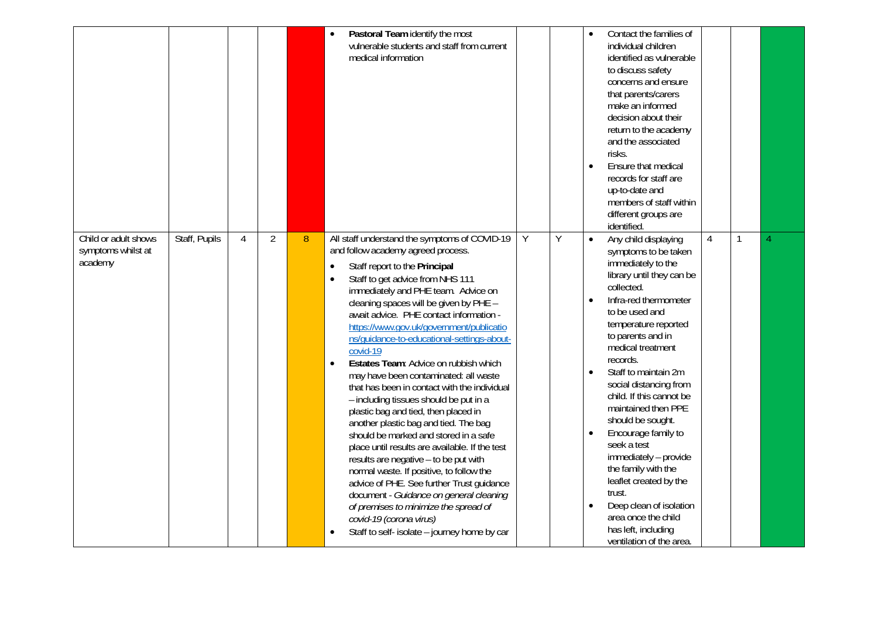| | | | | | | | | | | | |
|---|---|---|---|---|---|---|---|---|---|---|---|
| | | | | | • **Pastoral Team** identify the most vulnerable students and staff from current medical information | | | • Contact the families of individual children identified as vulnerable to discuss safety concerns and ensure that parents/carers make an informed decision about their return to the academy and the associated risks.<br>• Ensure that medical records for staff are up-to-date and members of staff within different groups are identified. | | | |
| Child or adult shows symptoms whilst at academy | Staff, Pupils | 4 | 2 | 8 | All staff understand the symptoms of COVID-19 and follow academy agreed process.<br>• Staff report to the **Principal**<br>• Staff to get advice from NHS 111 immediately and PHE team. Advice on cleaning spaces will be given by PHE – await advice. PHE contact information - [https://www.gov.uk/government/publications/guidance-to-educational-settings-about-covid-19](https://www.gov.uk/government/publications/guidance-to-educational-settings-about-covid-19)<br>• **Estates Team**: Advice on rubbish which may have been contaminated: all waste that has been in contact with the individual – including tissues should be put in a plastic bag and tied, then placed in another plastic bag and tied. The bag should be marked and stored in a safe place until results are available. If the test results are negative – to be put with normal waste. If positive, to follow the advice of PHE. See further Trust guidance document - *Guidance on general cleaning of premises to minimize the spread of covid-19 (corona virus)*<br>• Staff to self- isolate – journey home by car | Y | Y | • Any child displaying symptoms to be taken immediately to the library until they can be collected.<br>• Infra-red thermometer to be used and temperature reported to parents and in medical treatment records.<br>• Staff to maintain 2m social distancing from child. If this cannot be maintained then PPE should be sought.<br>• Encourage family to seek a test immediately – provide the family with the leaflet created by the trust.<br>• Deep clean of isolation area once the child has left, including ventilation of the area. | 4 | 1 | 4 |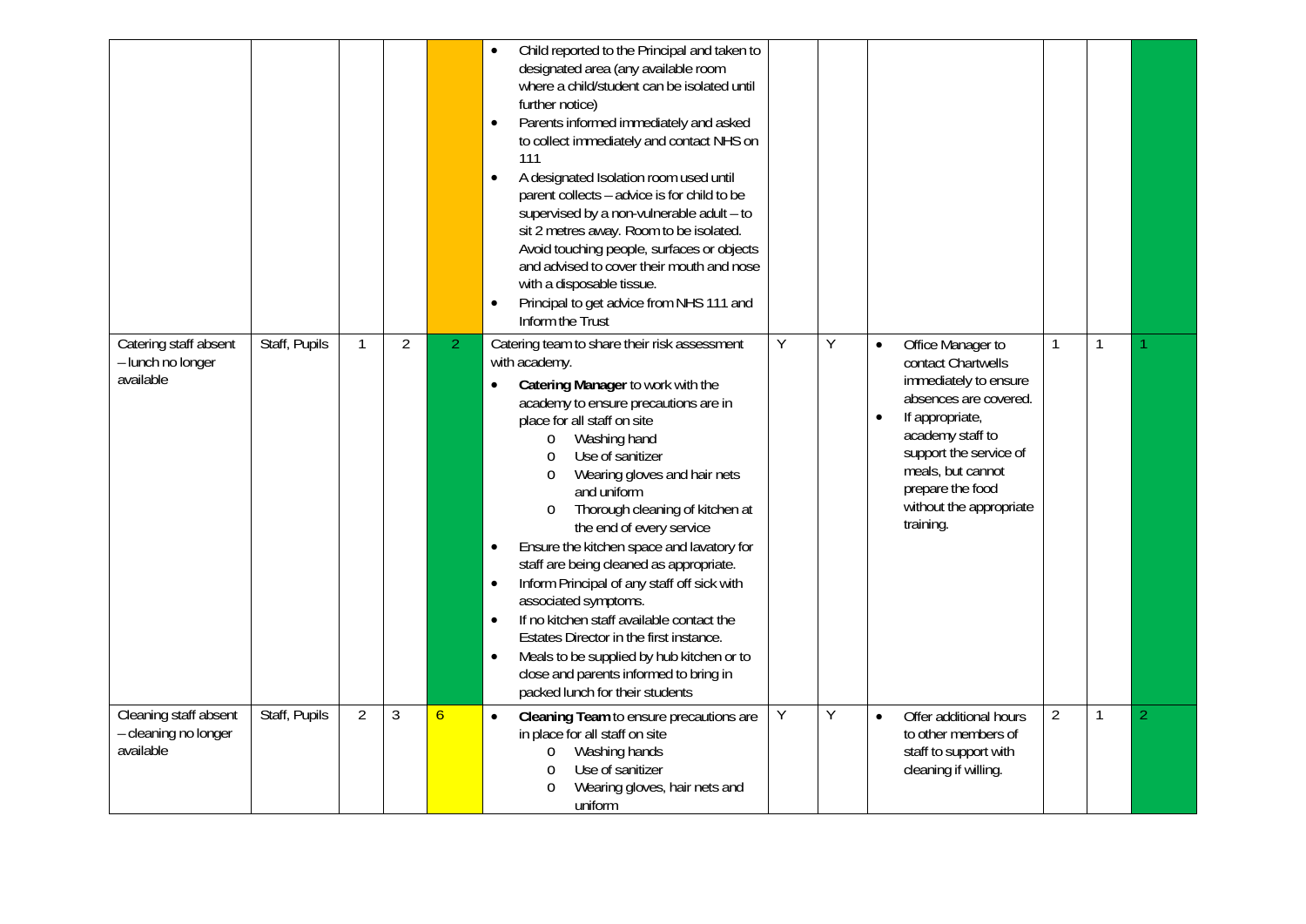| | | | | | | | | | | | |
|---|---|---|---|---|---|---|---|---|---|---|---|
| | | | | | • Child reported to the Principal and taken to designated area (any available room where a child/student can be isolated until further notice)<br>• Parents informed immediately and asked to collect immediately and contact NHS on 111<br>• A designated Isolation room used until parent collects – advice is for child to be supervised by a non-vulnerable adult – to sit 2 metres away. Room to be isolated. Avoid touching people, surfaces or objects and advised to cover their mouth and nose with a disposable tissue.<br>• Principal to get advice from NHS 111 and Inform the Trust | | | | | | |
| Catering staff absent – lunch no longer available | Staff, Pupils | 1 | 2 | 2 | Catering team to share their risk assessment with academy.<br>• **Catering Manager** to work with the academy to ensure precautions are in place for all staff on site<br>  o Washing hand<br>  o Use of sanitizer<br>  o Wearing gloves and hair nets and uniform<br>  o Thorough cleaning of kitchen at the end of every service<br>• Ensure the kitchen space and lavatory for staff are being cleaned as appropriate.<br>• Inform Principal of any staff off sick with associated symptoms.<br>• If no kitchen staff available contact the Estates Director in the first instance.<br>• Meals to be supplied by hub kitchen or to close and parents informed to bring in packed lunch for their students | Y | Y | • Office Manager to contact Chartwells immediately to ensure absences are covered.<br>• If appropriate, academy staff to support the service of meals, but cannot prepare the food without the appropriate training. | 1 | 1 | 1 |
| Cleaning staff absent – cleaning no longer available | Staff, Pupils | 2 | 3 | 6 | • **Cleaning Team** to ensure precautions are in place for all staff on site<br>  o Washing hands<br>  o Use of sanitizer<br>  o Wearing gloves, hair nets and uniform | Y | Y | • Offer additional hours to other members of staff to support with cleaning if willing. | 2 | 1 | 2 |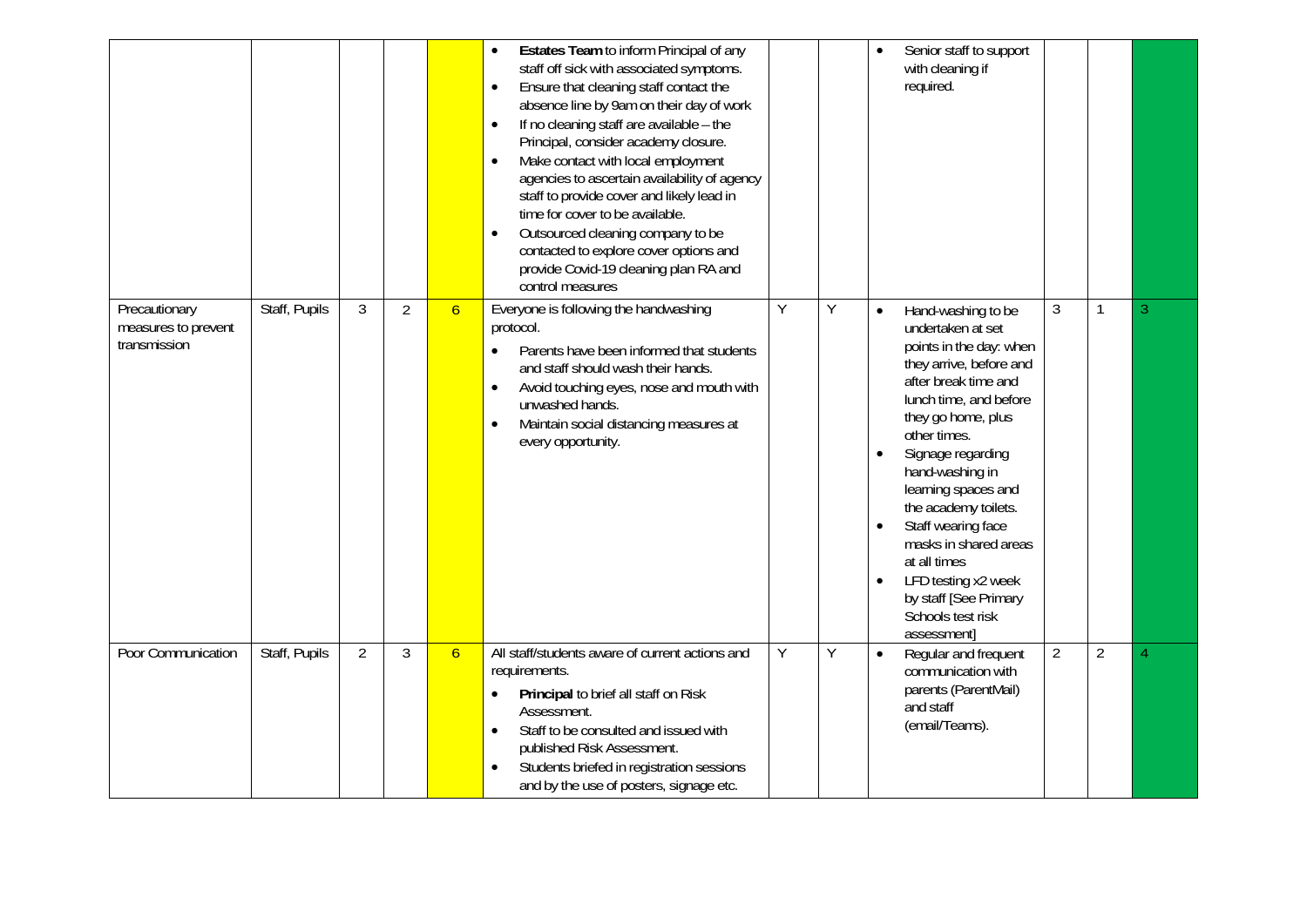| | | | | | | | | | | | |
|---|---|---|---|---|---|---|---|---|---|---|---|
| | | | | | • **Estates Team** to inform Principal of any staff off sick with associated symptoms.<br>• Ensure that cleaning staff contact the absence line by 9am on their day of work<br>• If no cleaning staff are available – the Principal, consider academy closure.<br>• Make contact with local employment agencies to ascertain availability of agency staff to provide cover and likely lead in time for cover to be available.<br>• Outsourced cleaning company to be contacted to explore cover options and provide Covid-19 cleaning plan RA and control measures | | | • Senior staff to support with cleaning if required. | | | |
| Precautionary measures to prevent transmission | Staff, Pupils | 3 | 2 | 6 | Everyone is following the handwashing protocol.<br>• Parents have been informed that students and staff should wash their hands.<br>• Avoid touching eyes, nose and mouth with unwashed hands.<br>• Maintain social distancing measures at every opportunity. | Y | Y | • Hand-washing to be undertaken at set points in the day: when they arrive, before and after break time and lunch time, and before they go home, plus other times.<br>• Signage regarding hand-washing in learning spaces and the academy toilets.<br>• Staff wearing face masks in shared areas at all times<br>• LFD testing x2 week by staff [See Primary Schools test risk assessment] | 3 | 1 | 3 |
| Poor Communication | Staff, Pupils | 2 | 3 | 6 | All staff/students aware of current actions and requirements.<br>• **Principal** to brief all staff on Risk Assessment.<br>• Staff to be consulted and issued with published Risk Assessment.<br>• Students briefed in registration sessions and by the use of posters, signage etc. | Y | Y | • Regular and frequent communication with parents (ParentMail) and staff (email/Teams). | 2 | 2 | 4 |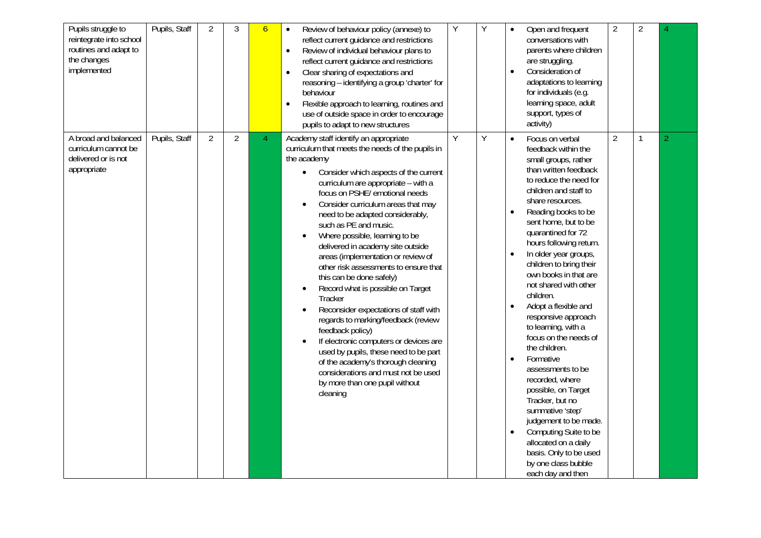| | | | | | | | | | | | |
|---|---|---|---|---|---|---|---|---|---|---|---|
| Pupils struggle to reintegrate into school routines and adapt to the changes implemented | Pupils, Staff | 2 | 3 | 6 | • Review of behaviour policy (annexe) to reflect current guidance and restrictions<br>• Review of individual behaviour plans to reflect current guidance and restrictions<br>• Clear sharing of expectations and reasoning – identifying a group 'charter' for behaviour<br>• Flexible approach to learning, routines and use of outside space in order to encourage pupils to adapt to new structures | Y | Y | • Open and frequent conversations with parents where children are struggling.<br>• Consideration of adaptations to learning for individuals (e.g. learning space, adult support, types of activity) | 2 | 2 | 4 |
| A broad and balanced curriculum cannot be delivered or is not appropriate | Pupils, Staff | 2 | 2 | 4 | Academy staff identify an appropriate curriculum that meets the needs of the pupils in the academy<br>• Consider which aspects of the current curriculum are appropriate – with a focus on PSHE/ emotional needs<br>• Consider curriculum areas that may need to be adapted considerably, such as PE and music.<br>• Where possible, learning to be delivered in academy site outside areas (implementation or review of other risk assessments to ensure that this can be done safely)<br>• Record what is possible on Target Tracker<br>• Reconsider expectations of staff with regards to marking/feedback (review feedback policy)<br>• If electronic computers or devices are used by pupils, these need to be part of the academy's thorough cleaning considerations and must not be used by more than one pupil without cleaning | Y | Y | • Focus on verbal feedback within the small groups, rather than written feedback to reduce the need for children and staff to share resources.<br>• Reading books to be sent home, but to be quarantined for 72 hours following return.<br>• In older year groups, children to bring their own books in that are not shared with other children.<br>• Adopt a flexible and responsive approach to learning, with a focus on the needs of the children.<br>• Formative assessments to be recorded, where possible, on Target Tracker, but no summative 'step' judgement to be made.<br>• Computing Suite to be allocated on a daily basis. Only to be used by one class bubble each day and then | 2 | 1 | 2 |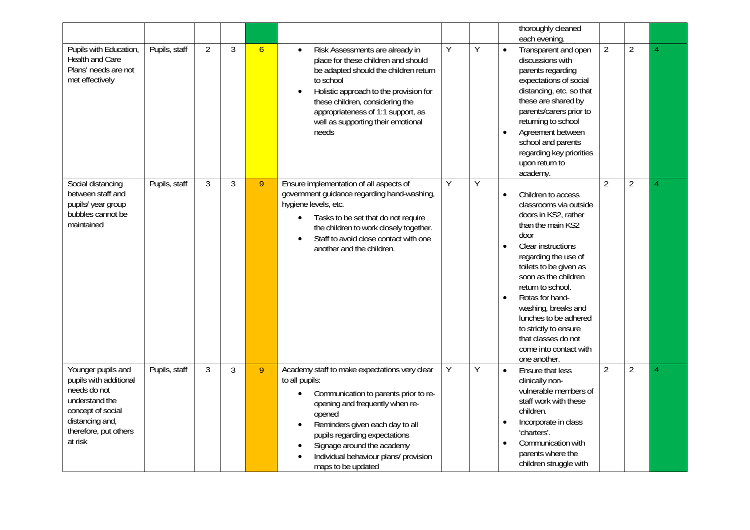| | | | | | | | | | | | |
|---|---|---|---|---|---|---|---|---|---|---|---|
| | | | | | | | | thoroughly cleaned each evening. | | | |
| Pupils with Education, Health and Care Plans' needs are not met effectively | Pupils, staff | 2 | 3 | 6 | • Risk Assessments are already in place for these children and should be adapted should the children return to school<br>• Holistic approach to the provision for these children, considering the appropriateness of 1:1 support, as well as supporting their emotional needs | Y | Y | • Transparent and open discussions with parents regarding expectations of social distancing, etc. so that these are shared by parents/carers prior to returning to school<br>• Agreement between school and parents regarding key priorities upon return to academy. | 2 | 2 | 4 |
| Social distancing between staff and pupils/ year group bubbles cannot be maintained | Pupils, staff | 3 | 3 | 9 | Ensure implementation of all aspects of government guidance regarding hand-washing, hygiene levels, etc.<br>• Tasks to be set that do not require the children to work closely together.<br>• Staff to avoid close contact with one another and the children. | Y | Y | • Children to access classrooms via outside doors in KS2, rather than the main KS2 door<br>• Clear instructions regarding the use of toilets to be given as soon as the children return to school.<br>• Rotas for hand-washing, breaks and lunches to be adhered to strictly to ensure that classes do not come into contact with one another. | 2 | 2 | 4 |
| Younger pupils and pupils with additional needs do not understand the concept of social distancing and, therefore, put others at risk | Pupils, staff | 3 | 3 | 9 | Academy staff to make expectations very clear to all pupils:<br>• Communication to parents prior to re-opening and frequently when re-opened<br>• Reminders given each day to all pupils regarding expectations<br>• Signage around the academy<br>• Individual behaviour plans/ provision maps to be updated | Y | Y | • Ensure that less clinically non-vulnerable members of staff work with these children.<br>• Incorporate in class 'charters'.<br>• Communication with parents where the children struggle with | 2 | 2 | 4 |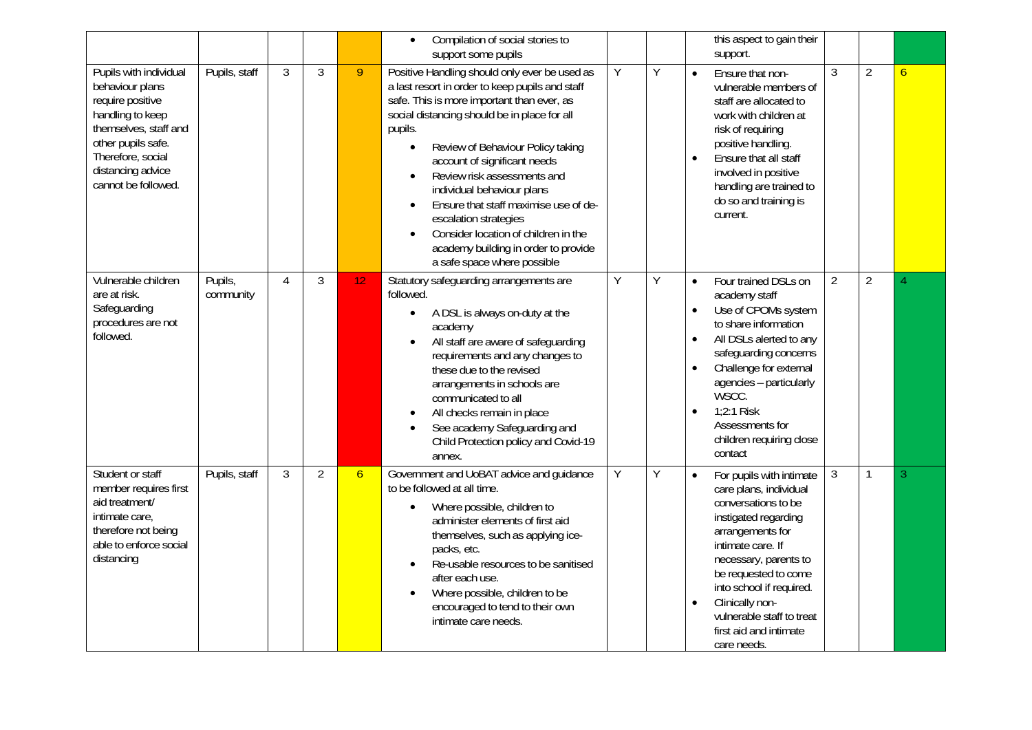| | | | | | • Compilation of social stories to support some pupils | | | this aspect to gain their support. | | | |
|---|---|---|---|---|---|---|---|---|---|---|---|
| Pupils with individual behaviour plans require positive handling to keep themselves, staff and other pupils safe. Therefore, social distancing advice cannot be followed. | Pupils, staff | 3 | 3 | 9 | Positive Handling should only ever be used as a last resort in order to keep pupils and staff safe. This is more important than ever, as social distancing should be in place for all pupils.<br>• Review of Behaviour Policy taking account of significant needs<br>• Review risk assessments and individual behaviour plans<br>• Ensure that staff maximise use of de-escalation strategies<br>• Consider location of children in the academy building in order to provide a safe space where possible | Y | Y | • Ensure that non-vulnerable members of staff are allocated to work with children at risk of requiring positive handling.<br>• Ensure that all staff involved in positive handling are trained to do so and training is current. | 3 | 2 | 6 |
| Vulnerable children are at risk. Safeguarding procedures are not followed. | Pupils, community | 4 | 3 | 12 | Statutory safeguarding arrangements are followed.<br>• A DSL is always on-duty at the academy<br>• All staff are aware of safeguarding requirements and any changes to these due to the revised arrangements in schools are communicated to all<br>• All checks remain in place<br>• See academy Safeguarding and Child Protection policy and Covid-19 annex. | Y | Y | • Four trained DSLs on academy staff<br>• Use of CPOMs system to share information<br>• All DSLs alerted to any safeguarding concerns<br>• Challenge for external agencies – particularly WSCC.<br>• 1;2:1 Risk Assessments for children requiring close contact | 2 | 2 | 4 |
| Student or staff member requires first aid treatment/ intimate care, therefore not being able to enforce social distancing | Pupils, staff | 3 | 2 | 6 | Government and UoBAT advice and guidance to be followed at all time.<br>• Where possible, children to administer elements of first aid themselves, such as applying ice-packs, etc.<br>• Re-usable resources to be sanitised after each use.<br>• Where possible, children to be encouraged to tend to their own intimate care needs. | Y | Y | • For pupils with intimate care plans, individual conversations to be instigated regarding arrangements for intimate care. If necessary, parents to be requested to come into school if required.<br>• Clinically non-vulnerable staff to treat first aid and intimate care needs. | 3 | 1 | 3 |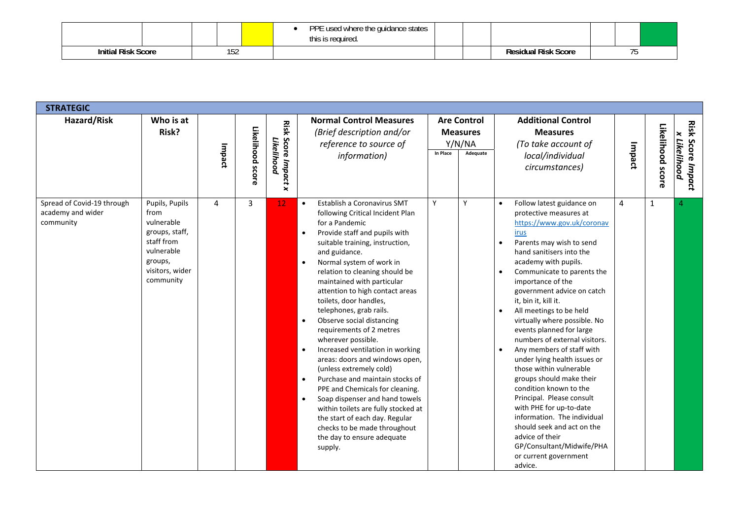| | | | | | • PPE used where the guidance states this is required. | | | | | | |
|---|---|---|---|---|---|---|---|---|---|---|---|
| **Initial Risk Score** | | 152 | | | | | | **Residual Risk Score** | 75 | | |

| **STRATEGIC** | | | | | | | | | | | |
|---|---|---|---|---|---|---|---|---|---|---|---|
| **Hazard/Risk** | **Who is at Risk?** | **Impact** | **Likelihood score** | **Risk Score** ***Impact x Likelihood*** | **Normal Control Measures** *(Brief description and/or reference to source of information)* | **Are Control Measures Y/N/NA** In Place | Adequate | **Additional Control Measures** *(To take account of local/individual circumstances)* | **Impact** | **Likelihood score** | **Risk Score** ***Impact x Likelihood*** |
| Spread of Covid-19 through academy and wider community | Pupils, Pupils from vulnerable groups, staff, staff from vulnerable groups, visitors, wider community | 4 | 3 | 12 | • Establish a Coronavirus SMT following Critical Incident Plan for a Pandemic<br>• Provide staff and pupils with suitable training, instruction, and guidance.<br>• Normal system of work in relation to cleaning should be maintained with particular attention to high contact areas toilets, door handles, telephones, grab rails.<br>• Observe social distancing requirements of 2 metres wherever possible.<br>• Increased ventilation in working areas: doors and windows open, (unless extremely cold)<br>• Purchase and maintain stocks of PPE and Chemicals for cleaning.<br>• Soap dispenser and hand towels within toilets are fully stocked at the start of each day. Regular checks to be made throughout the day to ensure adequate supply. | Y | Y | • Follow latest guidance on protective measures at https://www.gov.uk/coronavirus<br>• Parents may wish to send hand sanitisers into the academy with pupils.<br>• Communicate to parents the importance of the government advice on catch it, bin it, kill it.<br>• All meetings to be held virtually where possible. No events planned for large numbers of external visitors.<br>• Any members of staff with under lying health issues or those within vulnerable groups should make their condition known to the Principal. Please consult with PHE for up-to-date information. The individual should seek and act on the advice of their GP/Consultant/Midwife/PHA or current government advice. | 4 | 1 | 4 |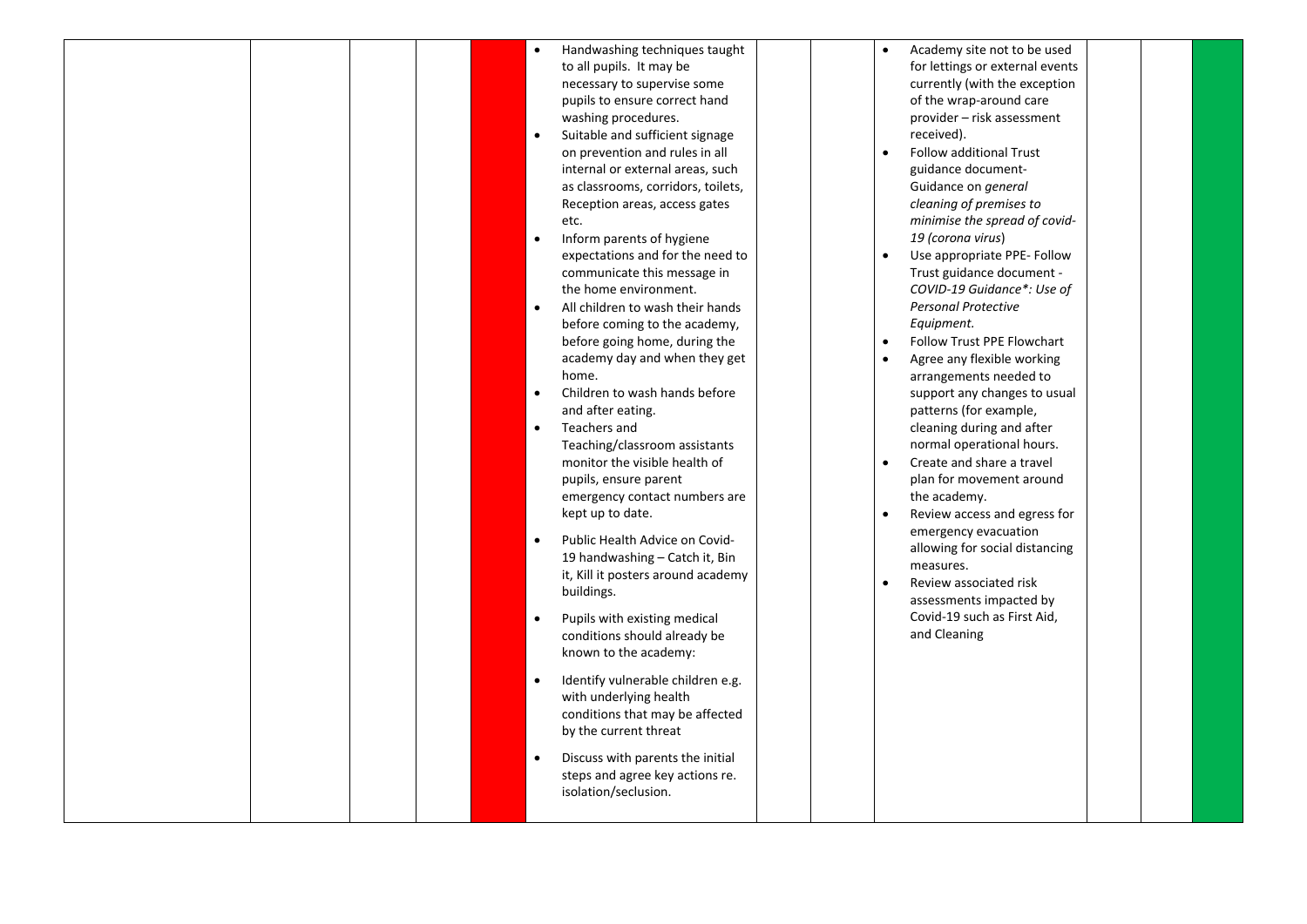| | | | | | | | | | | |
|---|---|---|---|---|---|---|---|---|---|---|
| | | | | • Handwashing techniques taught to all pupils. It may be necessary to supervise some pupils to ensure correct hand washing procedures.<br>• Suitable and sufficient signage on prevention and rules in all internal or external areas, such as classrooms, corridors, toilets, Reception areas, access gates etc.<br>• Inform parents of hygiene expectations and for the need to communicate this message in the home environment.<br>• All children to wash their hands before coming to the academy, before going home, during the academy day and when they get home.<br>• Children to wash hands before and after eating.<br>• Teachers and Teaching/classroom assistants monitor the visible health of pupils, ensure parent emergency contact numbers are kept up to date.<br>• Public Health Advice on Covid-19 handwashing – Catch it, Bin it, Kill it posters around academy buildings.<br>• Pupils with existing medical conditions should already be known to the academy:<br>• Identify vulnerable children e.g. with underlying health conditions that may be affected by the current threat<br>• Discuss with parents the initial steps and agree key actions re. isolation/seclusion. | | | • Academy site not to be used for lettings or external events currently (with the exception of the wrap-around care provider – risk assessment received).<br>• Follow additional Trust guidance document- Guidance on *general cleaning of premises to minimise the spread of covid-19 (corona virus*)<br>• Use appropriate PPE- Follow Trust guidance document - *COVID-19 Guidance\*: Use of Personal Protective Equipment.*<br>• Follow Trust PPE Flowchart<br>• Agree any flexible working arrangements needed to support any changes to usual patterns (for example, cleaning during and after normal operational hours.<br>• Create and share a travel plan for movement around the academy.<br>• Review access and egress for emergency evacuation allowing for social distancing measures.<br>• Review associated risk assessments impacted by Covid-19 such as First Aid, and Cleaning | | | |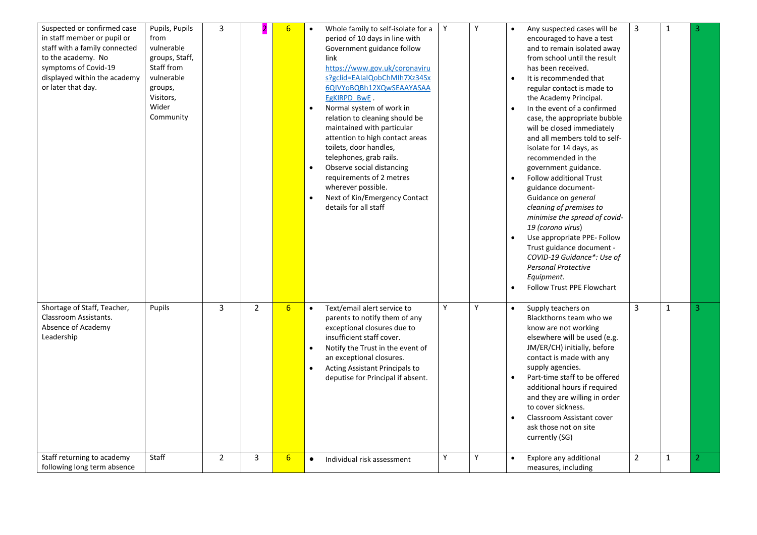| | | | | | | | | | | | |
|---|---|---|---|---|---|---|---|---|---|---|---|
| Suspected or confirmed case in staff member or pupil or staff with a family connected to the academy. No symptoms of Covid-19 displayed within the academy or later that day. | Pupils, Pupils from vulnerable groups, Staff, Staff from vulnerable groups, Visitors, Wider Community | 3 | 2 | 6 | • Whole family to self-isolate for a period of 10 days in line with Government guidance follow link https://www.gov.uk/coronavirus?gclid=EAIaIQobChMIh7Xz34Sx6QIVYoBQBh12XQwSEAAYASAAEgKlRPD_BwE .<br>• Normal system of work in relation to cleaning should be maintained with particular attention to high contact areas toilets, door handles, telephones, grab rails.<br>• Observe social distancing requirements of 2 metres wherever possible.<br>• Next of Kin/Emergency Contact details for all staff | Y | Y | • Any suspected cases will be encouraged to have a test and to remain isolated away from school until the result has been received.<br>• It is recommended that regular contact is made to the Academy Principal.<br>• In the event of a confirmed case, the appropriate bubble will be closed immediately and all members told to self-isolate for 14 days, as recommended in the government guidance.<br>• Follow additional Trust guidance document- Guidance on *general cleaning of premises to minimise the spread of covid-19 (corona virus)*<br>• Use appropriate PPE- Follow Trust guidance document - *COVID-19 Guidance*: Use of Personal Protective Equipment.*<br>• Follow Trust PPE Flowchart | 3 | 1 | 3 |
| Shortage of Staff, Teacher, Classroom Assistants. Absence of Academy Leadership | Pupils | 3 | 2 | 6 | • Text/email alert service to parents to notify them of any exceptional closures due to insufficient staff cover.<br>• Notify the Trust in the event of an exceptional closures.<br>• Acting Assistant Principals to deputise for Principal if absent. | Y | Y | • Supply teachers on Blackthorns team who we know are not working elsewhere will be used (e.g. JM/ER/CH) initially, before contact is made with any supply agencies.<br>• Part-time staff to be offered additional hours if required and they are willing in order to cover sickness.<br>• Classroom Assistant cover ask those not on site currently (SG) | 3 | 1 | 3 |
| Staff returning to academy following long term absence | Staff | 2 | 3 | 6 | • Individual risk assessment | Y | Y | • Explore any additional measures, including | 2 | 1 | 2 |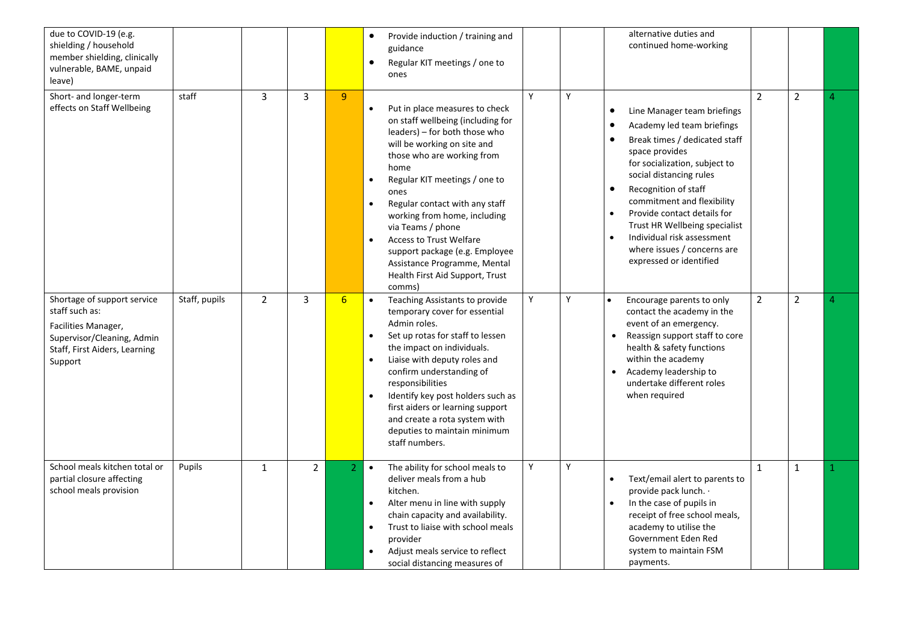| | | | | | | | | | | | |
|---|---|---|---|---|---|---|---|---|---|---|---|
| due to COVID-19 (e.g. shielding / household member shielding, clinically vulnerable, BAME, unpaid leave) | | | | | • Provide induction / training and guidance<br>• Regular KIT meetings / one to ones | | | alternative duties and continued home-working | | | |
| Short- and longer-term effects on Staff Wellbeing | staff | 3 | 3 | 9 | • Put in place measures to check on staff wellbeing (including for leaders) – for both those who will be working on site and those who are working from home<br>• Regular KIT meetings / one to ones<br>• Regular contact with any staff working from home, including via Teams / phone<br>• Access to Trust Welfare support package (e.g. Employee Assistance Programme, Mental Health First Aid Support, Trust comms) | Y | Y | • Line Manager team briefings<br>• Academy led team briefings<br>• Break times / dedicated staff space provides for socialization, subject to social distancing rules<br>• Recognition of staff commitment and flexibility<br>• Provide contact details for Trust HR Wellbeing specialist<br>• Individual risk assessment where issues / concerns are expressed or identified | 2 | 2 | 4 |
| Shortage of support service staff such as:<br>Facilities Manager, Supervisor/Cleaning, Admin Staff, First Aiders, Learning Support | Staff, pupils | 2 | 3 | 6 | • Teaching Assistants to provide temporary cover for essential Admin roles.<br>• Set up rotas for staff to lessen the impact on individuals.<br>• Liaise with deputy roles and confirm understanding of responsibilities<br>• Identify key post holders such as first aiders or learning support and create a rota system with deputies to maintain minimum staff numbers. | Y | Y | • Encourage parents to only contact the academy in the event of an emergency.<br>• Reassign support staff to core health & safety functions within the academy<br>• Academy leadership to undertake different roles when required | 2 | 2 | 4 |
| School meals kitchen total or partial closure affecting school meals provision | Pupils | 1 | 2 | 2 | • The ability for school meals to deliver meals from a hub kitchen.<br>• Alter menu in line with supply chain capacity and availability.<br>• Trust to liaise with school meals provider<br>• Adjust meals service to reflect social distancing measures of | Y | Y | • Text/email alert to parents to provide pack lunch. ·<br>• In the case of pupils in receipt of free school meals, academy to utilise the Government Eden Red system to maintain FSM payments. | 1 | 1 | 1 |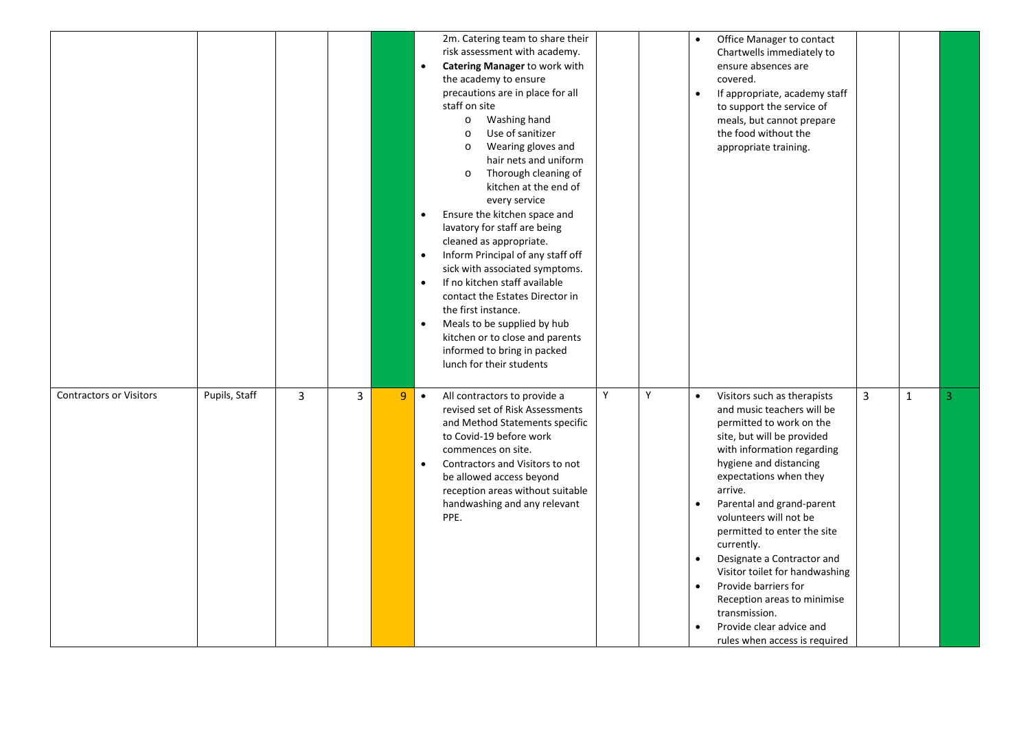| | | | | | | | | | | | |
|---|---|---|---|---|---|---|---|---|---|---|---|
| | | | | | 2m. Catering team to share their risk assessment with academy.<br>• **Catering Manager** to work with the academy to ensure precautions are in place for all staff on site<br>  o Washing hand<br>  o Use of sanitizer<br>  o Wearing gloves and hair nets and uniform<br>  o Thorough cleaning of kitchen at the end of every service<br>• Ensure the kitchen space and lavatory for staff are being cleaned as appropriate.<br>• Inform Principal of any staff off sick with associated symptoms.<br>• If no kitchen staff available contact the Estates Director in the first instance.<br>• Meals to be supplied by hub kitchen or to close and parents informed to bring in packed lunch for their students | | | • Office Manager to contact Chartwells immediately to ensure absences are covered.<br>• If appropriate, academy staff to support the service of meals, but cannot prepare the food without the appropriate training. | | | |
| Contractors or Visitors | Pupils, Staff | 3 | 3 | 9 | • All contractors to provide a revised set of Risk Assessments and Method Statements specific to Covid-19 before work commences on site.<br>• Contractors and Visitors to not be allowed access beyond reception areas without suitable handwashing and any relevant PPE. | Y | Y | • Visitors such as therapists and music teachers will be permitted to work on the site, but will be provided with information regarding hygiene and distancing expectations when they arrive.<br>• Parental and grand-parent volunteers will not be permitted to enter the site currently.<br>• Designate a Contractor and Visitor toilet for handwashing<br>• Provide barriers for Reception areas to minimise transmission.<br>• Provide clear advice and rules when access is required | 3 | 1 | 3 |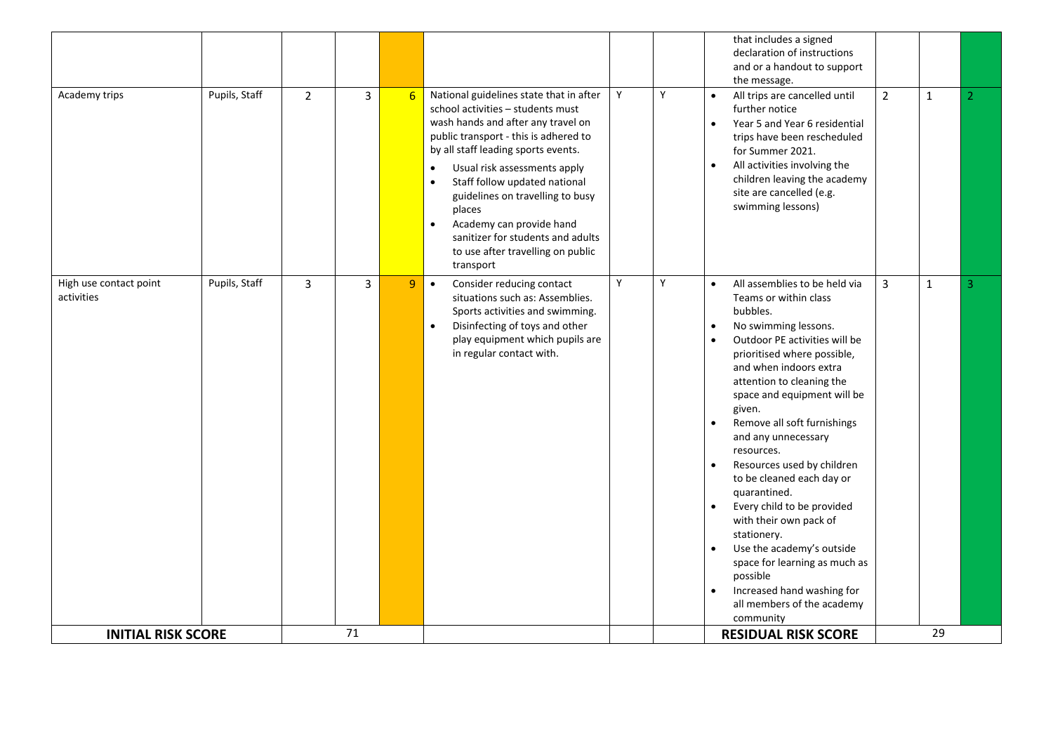| | | | | | | | | | | | |
|---|---|---|---|---|---|---|---|---|---|---|---|
| | | | | | | | | that includes a signed declaration of instructions and or a handout to support the message. | | | |
| Academy trips | Pupils, Staff | 2 | 3 | 6 | National guidelines state that in after school activities – students must wash hands and after any travel on public transport - this is adhered to by all staff leading sports events.<br>• Usual risk assessments apply<br>• Staff follow updated national guidelines on travelling to busy places<br>• Academy can provide hand sanitizer for students and adults to use after travelling on public transport | Y | Y | • All trips are cancelled until further notice<br>• Year 5 and Year 6 residential trips have been rescheduled for Summer 2021.<br>• All activities involving the children leaving the academy site are cancelled (e.g. swimming lessons) | 2 | 1 | 2 |
| High use contact point activities | Pupils, Staff | 3 | 3 | 9 | • Consider reducing contact situations such as: Assemblies. Sports activities and swimming.<br>• Disinfecting of toys and other play equipment which pupils are in regular contact with. | Y | Y | • All assemblies to be held via Teams or within class bubbles.<br>• No swimming lessons.<br>• Outdoor PE activities will be prioritised where possible, and when indoors extra attention to cleaning the space and equipment will be given.<br>• Remove all soft furnishings and any unnecessary resources.<br>• Resources used by children to be cleaned each day or quarantined.<br>• Every child to be provided with their own pack of stationery.<br>• Use the academy's outside space for learning as much as possible<br>• Increased hand washing for all members of the academy community | 3 | 1 | 3 |
| **INITIAL RISK SCORE** | | | 71 | | | | | **RESIDUAL RISK SCORE** | | 29 | |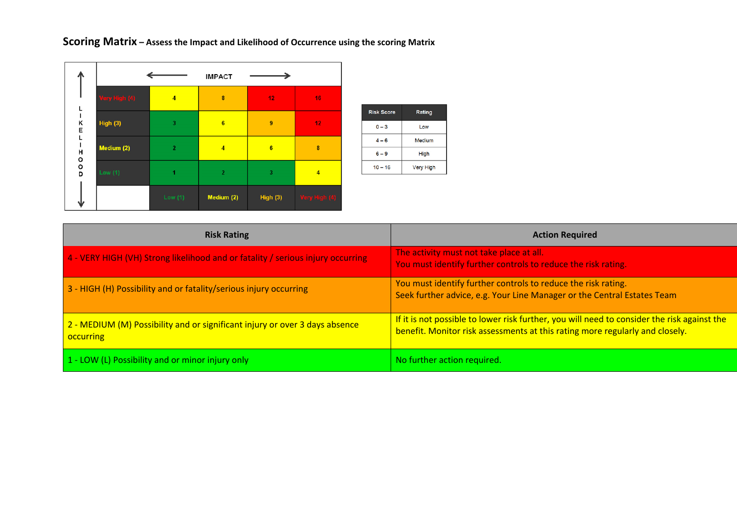**Scoring Matrix** – **Assess the Impact and Likelihood of Occurrence using the scoring Matrix**

| LIKELIHOOD | | IMPACT | | | |
|---|---|---|---|---|---|
| | Very High (4) | 4 | 8 | 12 | 16 |
| | High (3) | 3 | 6 | 9 | 12 |
| | Medium (2) | 2 | 4 | 6 | 8 |
| | Low (1) | 1 | 2 | 3 | 4 |
| | | Low (1) | Medium (2) | High (3) | Very High (4) |

| Risk Score | Rating |
|---|---|
| 0 – 3 | Low |
| 4 – 6 | Medium |
| 6 – 9 | High |
| 10 – 16 | Very High |

| Risk Rating | Action Required |
|---|---|
| 4 - VERY HIGH (VH) Strong likelihood and or fatality / serious injury occurring | The activity must not take place at all. You must identify further controls to reduce the risk rating. |
| 3 - HIGH (H) Possibility and or fatality/serious injury occurring | You must identify further controls to reduce the risk rating. Seek further advice, e.g. Your Line Manager or the Central Estates Team |
| 2 - MEDIUM (M) Possibility and or significant injury or over 3 days absence occurring | If it is not possible to lower risk further, you will need to consider the risk against the benefit. Monitor risk assessments at this rating more regularly and closely. |
| 1 - LOW (L) Possibility and or minor injury only | No further action required. |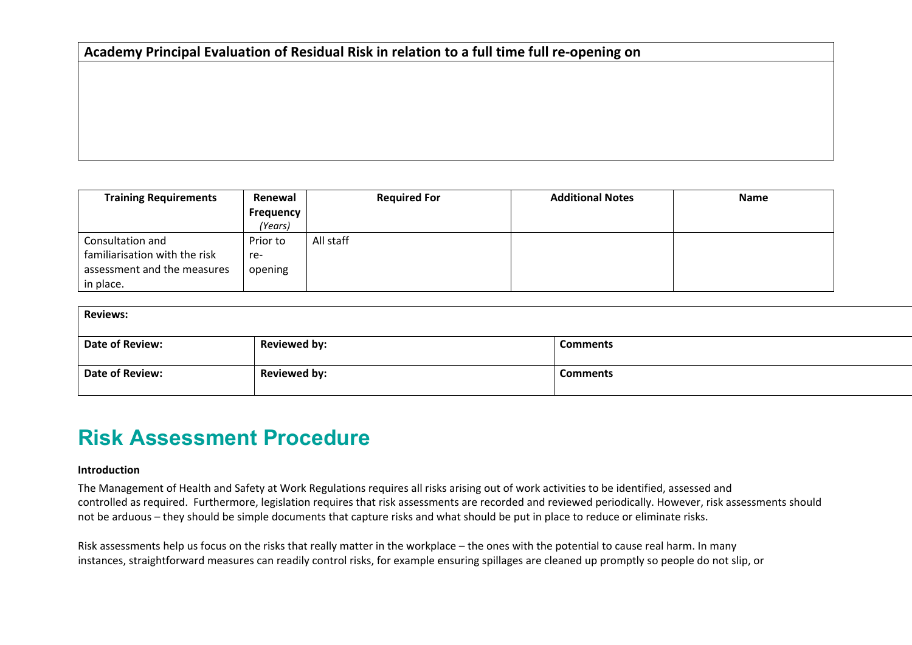| Academy Principal Evaluation of Residual Risk in relation to a full time full re-opening on |
|---|
| |

| Training Requirements | Renewal Frequency *(Years)* | Required For | Additional Notes | Name |
|---|---|---|---|---|
| Consultation and familiarisation with the risk assessment and the measures in place. | Prior to re-opening | All staff | | |

| Reviews: | | |
|---|---|---|
| Date of Review: | Reviewed by: | Comments |
| Date of Review: | Reviewed by: | Comments |

# Risk Assessment Procedure

**Introduction**

The Management of Health and Safety at Work Regulations requires all risks arising out of work activities to be identified, assessed and controlled as required. Furthermore, legislation requires that risk assessments are recorded and reviewed periodically. However, risk assessments should not be arduous – they should be simple documents that capture risks and what should be put in place to reduce or eliminate risks.

Risk assessments help us focus on the risks that really matter in the workplace – the ones with the potential to cause real harm. In many instances, straightforward measures can readily control risks, for example ensuring spillages are cleaned up promptly so people do not slip, or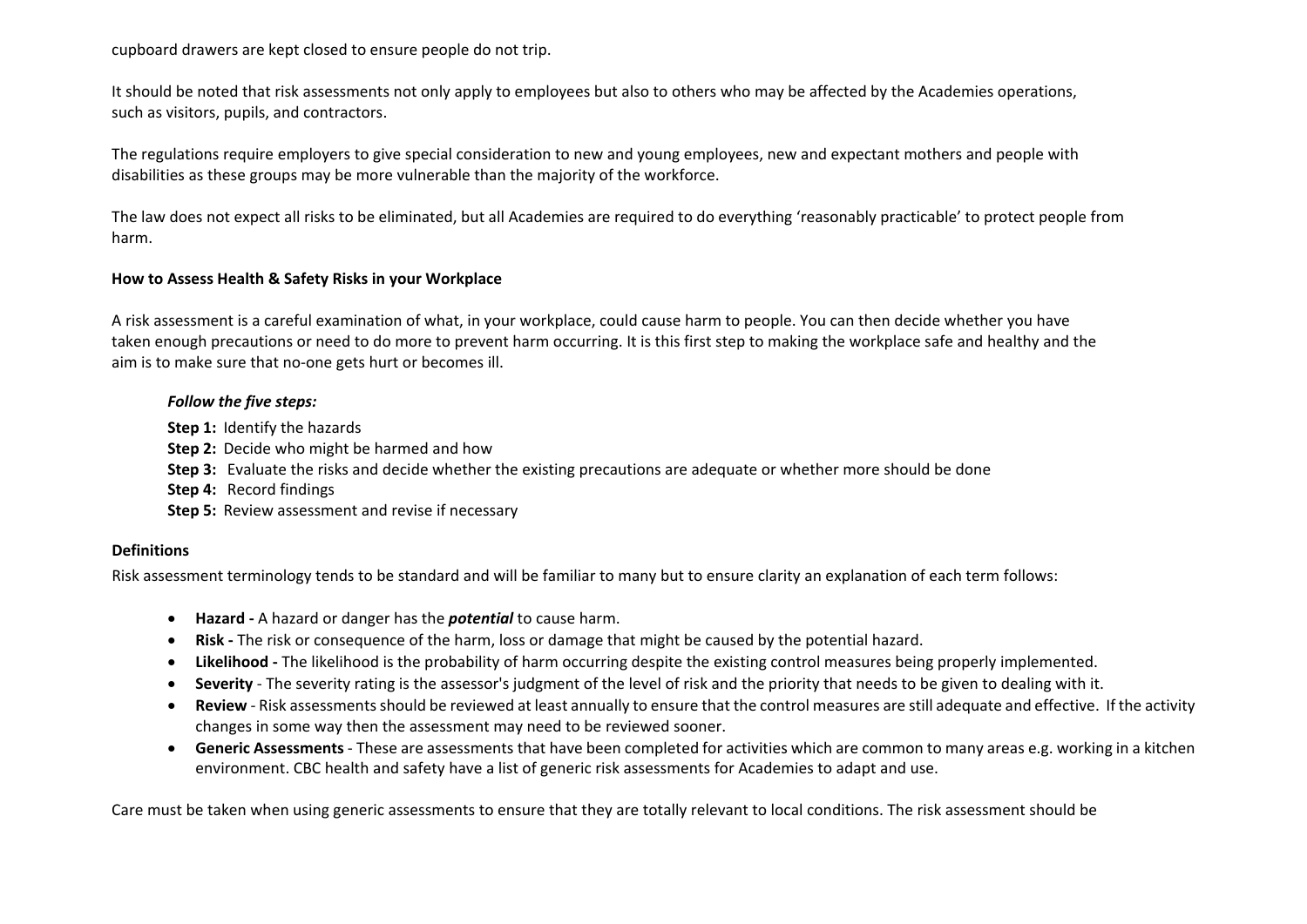cupboard drawers are kept closed to ensure people do not trip.

It should be noted that risk assessments not only apply to employees but also to others who may be affected by the Academies operations, such as visitors, pupils, and contractors.

The regulations require employers to give special consideration to new and young employees, new and expectant mothers and people with disabilities as these groups may be more vulnerable than the majority of the workforce.

The law does not expect all risks to be eliminated, but all Academies are required to do everything 'reasonably practicable' to protect people from harm.

**How to Assess Health & Safety Risks in your Workplace**

A risk assessment is a careful examination of what, in your workplace, could cause harm to people. You can then decide whether you have taken enough precautions or need to do more to prevent harm occurring. It is this first step to making the workplace safe and healthy and the aim is to make sure that no-one gets hurt or becomes ill.

***Follow the five steps:***

**Step 1:** Identify the hazards
**Step 2:** Decide who might be harmed and how
**Step 3:** Evaluate the risks and decide whether the existing precautions are adequate or whether more should be done
**Step 4:** Record findings
**Step 5:** Review assessment and revise if necessary

**Definitions**

Risk assessment terminology tends to be standard and will be familiar to many but to ensure clarity an explanation of each term follows:

- **Hazard -** A hazard or danger has the ***potential*** to cause harm.
- **Risk -** The risk or consequence of the harm, loss or damage that might be caused by the potential hazard.
- **Likelihood -** The likelihood is the probability of harm occurring despite the existing control measures being properly implemented.
- **Severity** - The severity rating is the assessor's judgment of the level of risk and the priority that needs to be given to dealing with it.
- **Review** - Risk assessments should be reviewed at least annually to ensure that the control measures are still adequate and effective. If the activity changes in some way then the assessment may need to be reviewed sooner.
- **Generic Assessments** - These are assessments that have been completed for activities which are common to many areas e.g. working in a kitchen environment. CBC health and safety have a list of generic risk assessments for Academies to adapt and use.

Care must be taken when using generic assessments to ensure that they are totally relevant to local conditions. The risk assessment should be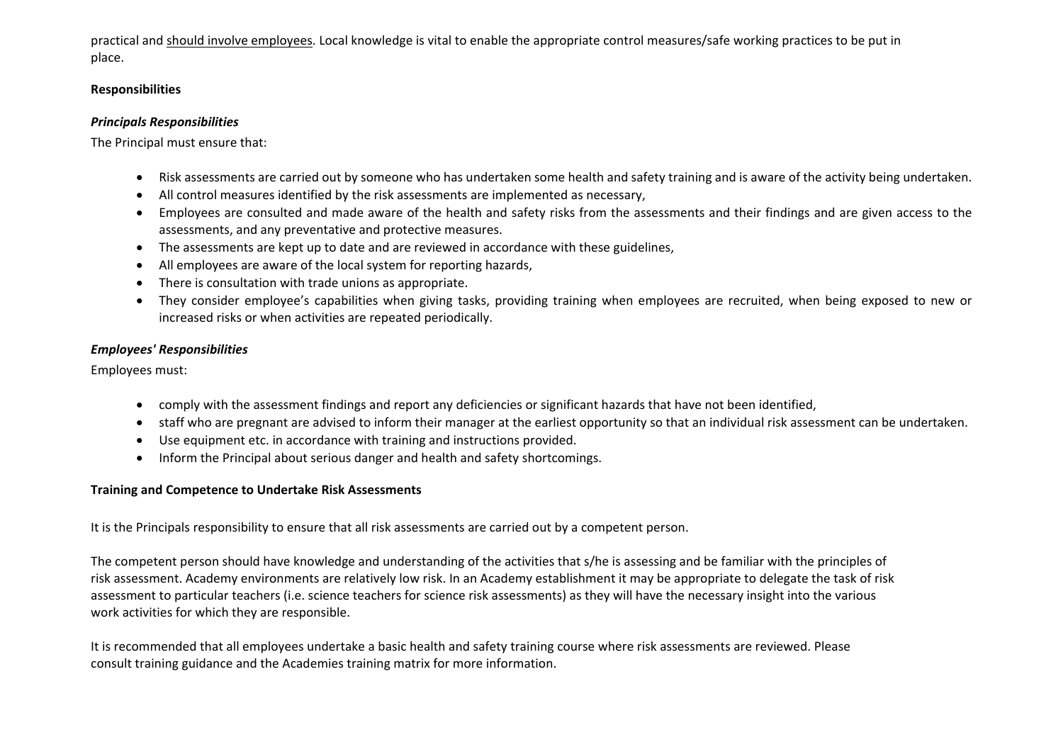practical and <u>should involve employees</u>. Local knowledge is vital to enable the appropriate control measures/safe working practices to be put in place.

**Responsibilities**

***Principals Responsibilities***

The Principal must ensure that:

- Risk assessments are carried out by someone who has undertaken some health and safety training and is aware of the activity being undertaken.
- All control measures identified by the risk assessments are implemented as necessary,
- Employees are consulted and made aware of the health and safety risks from the assessments and their findings and are given access to the assessments, and any preventative and protective measures.
- The assessments are kept up to date and are reviewed in accordance with these guidelines,
- All employees are aware of the local system for reporting hazards,
- There is consultation with trade unions as appropriate.
- They consider employee's capabilities when giving tasks, providing training when employees are recruited, when being exposed to new or increased risks or when activities are repeated periodically.

***Employees' Responsibilities***

Employees must:

- comply with the assessment findings and report any deficiencies or significant hazards that have not been identified,
- staff who are pregnant are advised to inform their manager at the earliest opportunity so that an individual risk assessment can be undertaken.
- Use equipment etc. in accordance with training and instructions provided.
- Inform the Principal about serious danger and health and safety shortcomings.

**Training and Competence to Undertake Risk Assessments**

It is the Principals responsibility to ensure that all risk assessments are carried out by a competent person.

The competent person should have knowledge and understanding of the activities that s/he is assessing and be familiar with the principles of risk assessment. Academy environments are relatively low risk. In an Academy establishment it may be appropriate to delegate the task of risk assessment to particular teachers (i.e. science teachers for science risk assessments) as they will have the necessary insight into the various work activities for which they are responsible.

It is recommended that all employees undertake a basic health and safety training course where risk assessments are reviewed. Please consult training guidance and the Academies training matrix for more information.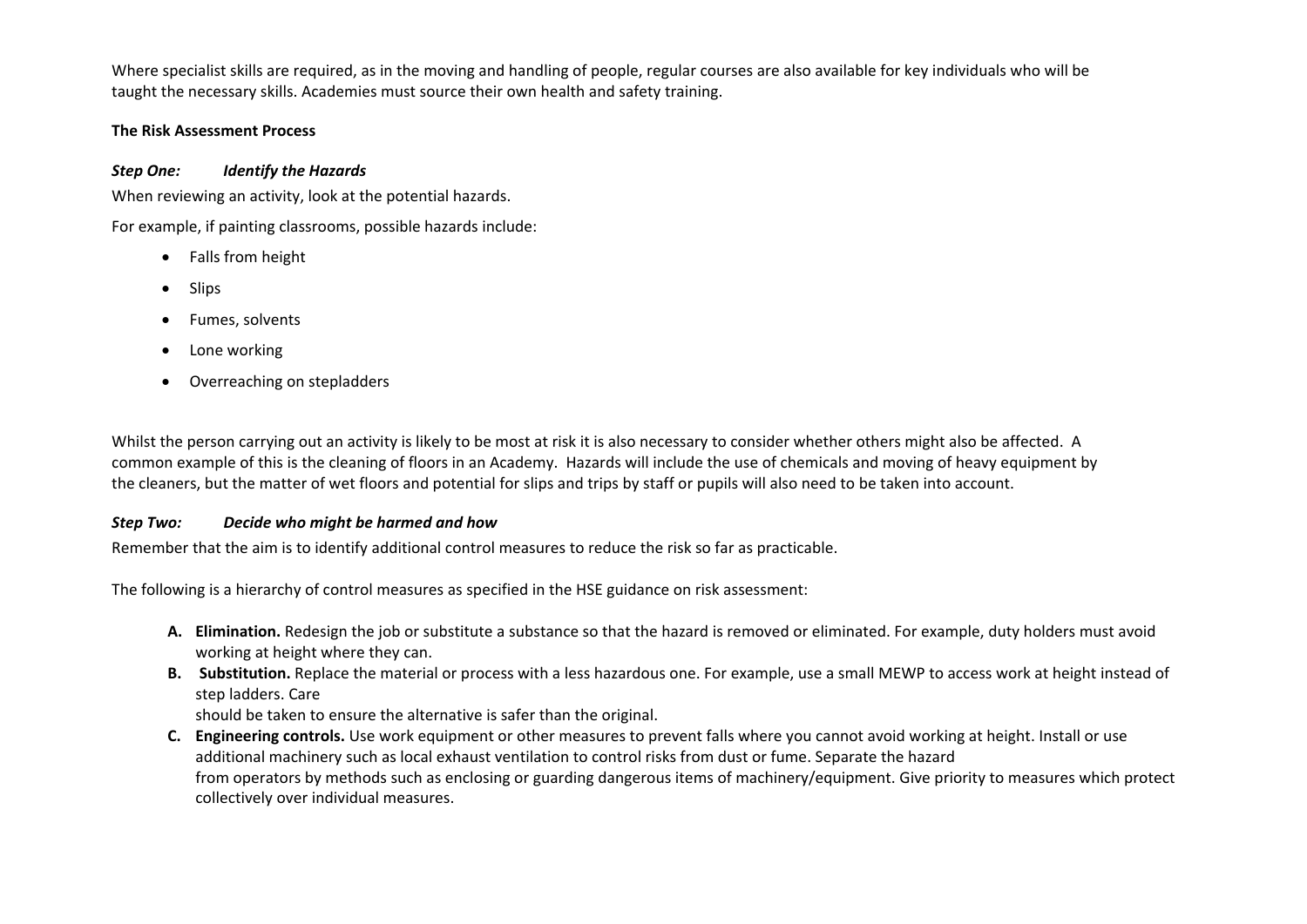Where specialist skills are required, as in the moving and handling of people, regular courses are also available for key individuals who will be taught the necessary skills. Academies must source their own health and safety training.

**The Risk Assessment Process**

***Step One: Identify the Hazards***

When reviewing an activity, look at the potential hazards.

For example, if painting classrooms, possible hazards include:

- Falls from height
- Slips
- Fumes, solvents
- Lone working
- Overreaching on stepladders

Whilst the person carrying out an activity is likely to be most at risk it is also necessary to consider whether others might also be affected. A common example of this is the cleaning of floors in an Academy. Hazards will include the use of chemicals and moving of heavy equipment by the cleaners, but the matter of wet floors and potential for slips and trips by staff or pupils will also need to be taken into account.

***Step Two: Decide who might be harmed and how***

Remember that the aim is to identify additional control measures to reduce the risk so far as practicable.

The following is a hierarchy of control measures as specified in the HSE guidance on risk assessment:

A. **Elimination.** Redesign the job or substitute a substance so that the hazard is removed or eliminated. For example, duty holders must avoid working at height where they can.
B. **Substitution.** Replace the material or process with a less hazardous one. For example, use a small MEWP to access work at height instead of step ladders. Care should be taken to ensure the alternative is safer than the original.
C. **Engineering controls.** Use work equipment or other measures to prevent falls where you cannot avoid working at height. Install or use additional machinery such as local exhaust ventilation to control risks from dust or fume. Separate the hazard from operators by methods such as enclosing or guarding dangerous items of machinery/equipment. Give priority to measures which protect collectively over individual measures.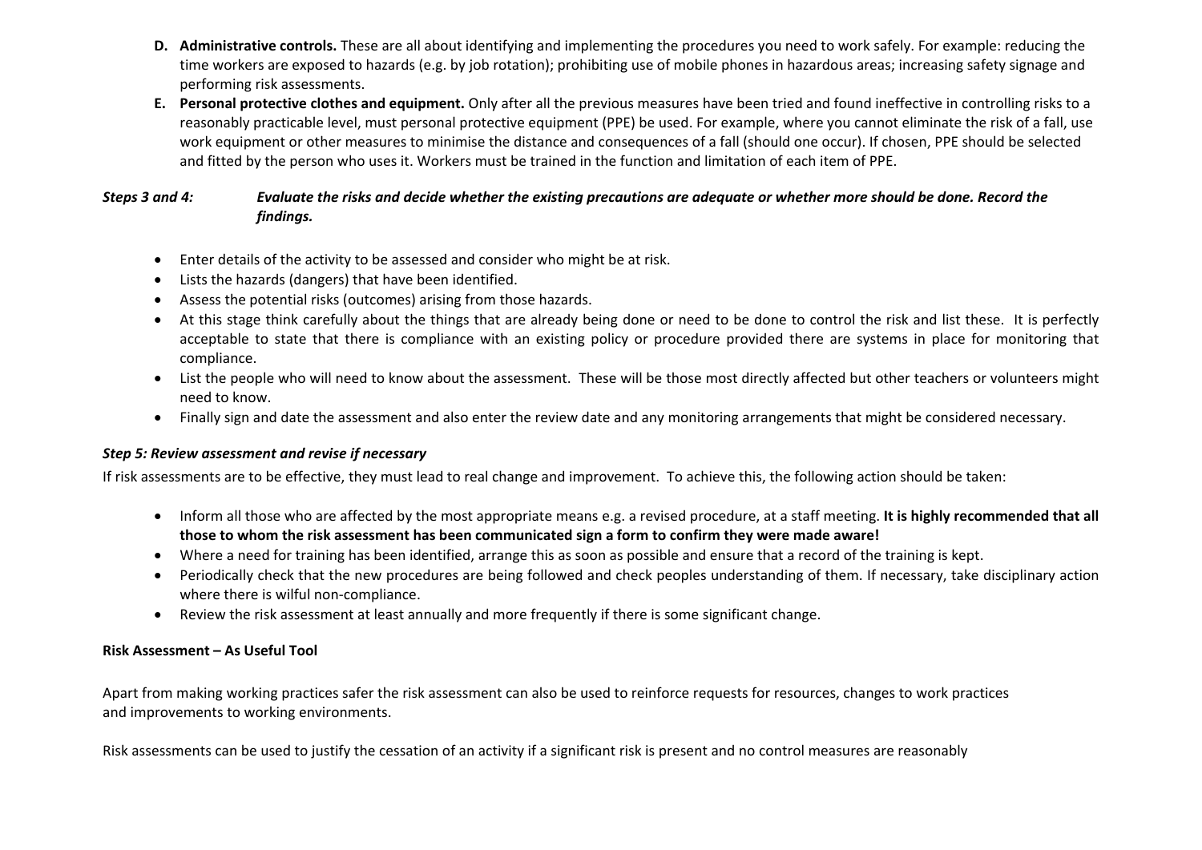D. **Administrative controls.** These are all about identifying and implementing the procedures you need to work safely. For example: reducing the time workers are exposed to hazards (e.g. by job rotation); prohibiting use of mobile phones in hazardous areas; increasing safety signage and performing risk assessments.

E. **Personal protective clothes and equipment.** Only after all the previous measures have been tried and found ineffective in controlling risks to a reasonably practicable level, must personal protective equipment (PPE) be used. For example, where you cannot eliminate the risk of a fall, use work equipment or other measures to minimise the distance and consequences of a fall (should one occur). If chosen, PPE should be selected and fitted by the person who uses it. Workers must be trained in the function and limitation of each item of PPE.

***Steps 3 and 4: Evaluate the risks and decide whether the existing precautions are adequate or whether more should be done. Record the findings.***

- Enter details of the activity to be assessed and consider who might be at risk.
- Lists the hazards (dangers) that have been identified.
- Assess the potential risks (outcomes) arising from those hazards.
- At this stage think carefully about the things that are already being done or need to be done to control the risk and list these. It is perfectly acceptable to state that there is compliance with an existing policy or procedure provided there are systems in place for monitoring that compliance.
- List the people who will need to know about the assessment. These will be those most directly affected but other teachers or volunteers might need to know.
- Finally sign and date the assessment and also enter the review date and any monitoring arrangements that might be considered necessary.

***Step 5: Review assessment and revise if necessary***

If risk assessments are to be effective, they must lead to real change and improvement. To achieve this, the following action should be taken:

- Inform all those who are affected by the most appropriate means e.g. a revised procedure, at a staff meeting. **It is highly recommended that all those to whom the risk assessment has been communicated sign a form to confirm they were made aware!**
- Where a need for training has been identified, arrange this as soon as possible and ensure that a record of the training is kept.
- Periodically check that the new procedures are being followed and check peoples understanding of them. If necessary, take disciplinary action where there is wilful non-compliance.
- Review the risk assessment at least annually and more frequently if there is some significant change.

**Risk Assessment – As Useful Tool**

Apart from making working practices safer the risk assessment can also be used to reinforce requests for resources, changes to work practices and improvements to working environments.

Risk assessments can be used to justify the cessation of an activity if a significant risk is present and no control measures are reasonably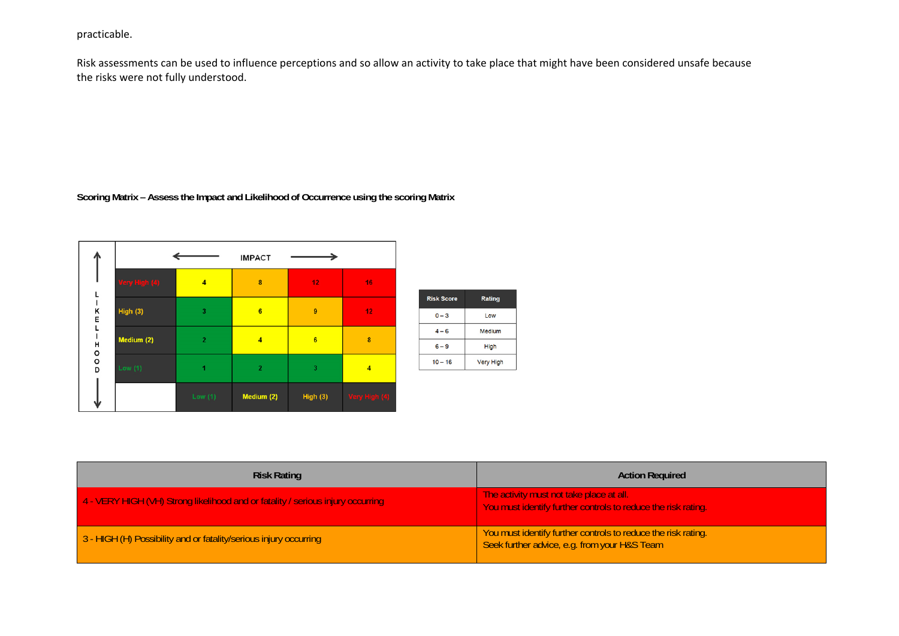practicable.

Risk assessments can be used to influence perceptions and so allow an activity to take place that might have been considered unsafe because the risks were not fully understood.

**Scoring Matrix – Assess the Impact and Likelihood of Occurrence using the scoring Matrix**

| LIKELIHOOD \ IMPACT | Low (1) | Medium (2) | High (3) | Very High (4) |
|---|---|---|---|---|
| Very High (4) | 4 | 8 | 12 | 16 |
| High (3) | 3 | 6 | 9 | 12 |
| Medium (2) | 2 | 4 | 6 | 8 |
| Low (1) | 1 | 2 | 3 | 4 |

| Risk Score | Rating |
|---|---|
| 0 – 3 | Low |
| 4 – 6 | Medium |
| 6 – 9 | High |
| 10 – 16 | Very High |

| Risk Rating | Action Required |
|---|---|
| 4 - VERY HIGH (VH) Strong likelihood and or fatality / serious injury occurring | The activity must not take place at all.<br>You must identify further controls to reduce the risk rating. |
| 3 - HIGH (H) Possibility and or fatality/serious injury occurring | You must identify further controls to reduce the risk rating.<br>Seek further advice, e.g. from your H&S Team |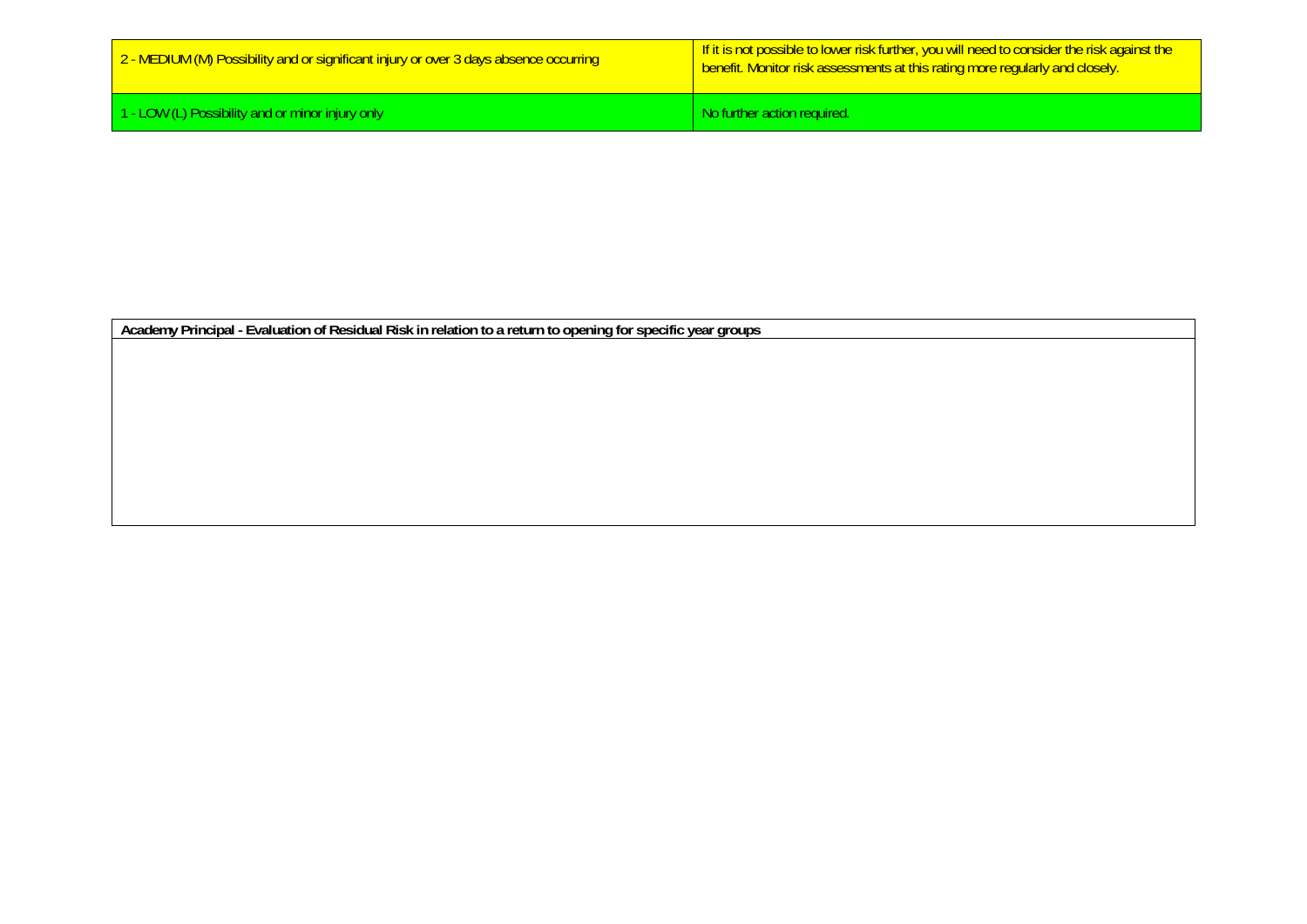| | |
|---|---|
| 2 - MEDIUM (M) Possibility and or significant injury or over 3 days absence occurring | If it is not possible to lower risk further, you will need to consider the risk against the benefit. Monitor risk assessments at this rating more regularly and closely. |
| 1 - LOW (L) Possibility and or minor injury only | No further action required. |

| **Academy Principal - Evaluation of Residual Risk in relation to a return to opening for specific year groups** |
|---|
| |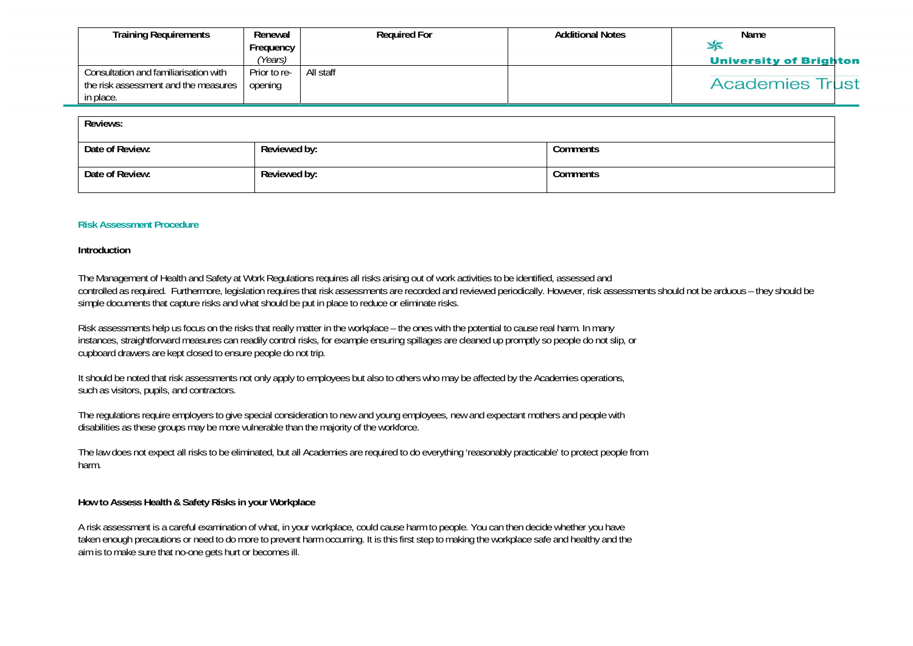| Training Requirements | Renewal Frequency (Years) | Required For | Additional Notes | Name |
| --- | --- | --- | --- | --- |
| Consultation and familiarisation with the risk assessment and the measures in place. | Prior to re-opening | All staff | | |

| Reviews: | | |
| --- | --- | --- |
| Date of Review: | Reviewed by: | Comments |
| Date of Review: | Reviewed by: | Comments |

## Risk Assessment Procedure

**Introduction**

The Management of Health and Safety at Work Regulations requires all risks arising out of work activities to be identified, assessed and controlled as required. Furthermore, legislation requires that risk assessments are recorded and reviewed periodically. However, risk assessments should not be arduous – they should be simple documents that capture risks and what should be put in place to reduce or eliminate risks.

Risk assessments help us focus on the risks that really matter in the workplace – the ones with the potential to cause real harm. In many instances, straightforward measures can readily control risks, for example ensuring spillages are cleaned up promptly so people do not slip, or cupboard drawers are kept closed to ensure people do not trip.

It should be noted that risk assessments not only apply to employees but also to others who may be affected by the Academies operations, such as visitors, pupils, and contractors.

The regulations require employers to give special consideration to new and young employees, new and expectant mothers and people with disabilities as these groups may be more vulnerable than the majority of the workforce.

The law does not expect all risks to be eliminated, but all Academies are required to do everything 'reasonably practicable' to protect people from harm.

**How to Assess Health & Safety Risks in your Workplace**

A risk assessment is a careful examination of what, in your workplace, could cause harm to people. You can then decide whether you have taken enough precautions or need to do more to prevent harm occurring. It is this first step to making the workplace safe and healthy and the aim is to make sure that no-one gets hurt or becomes ill.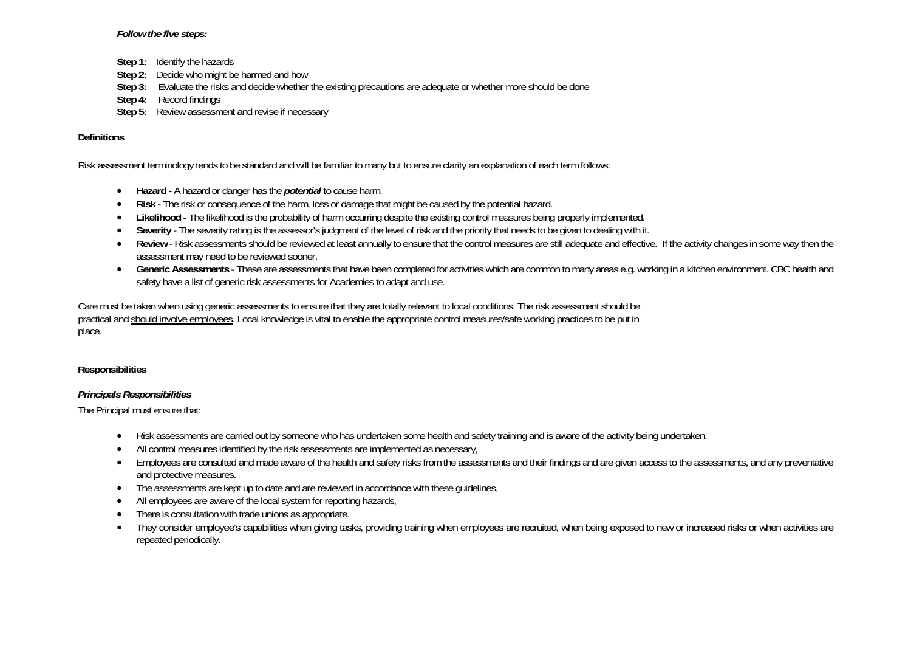***Follow the five steps:***

**Step 1:** Identify the hazards
**Step 2:** Decide who might be harmed and how
**Step 3:** Evaluate the risks and decide whether the existing precautions are adequate or whether more should be done
**Step 4:** Record findings
**Step 5:** Review assessment and revise if necessary

**Definitions**

Risk assessment terminology tends to be standard and will be familiar to many but to ensure clarity an explanation of each term follows:

- **Hazard -** A hazard or danger has the ***potential*** to cause harm.
- **Risk -** The risk or consequence of the harm, loss or damage that might be caused by the potential hazard.
- **Likelihood -** The likelihood is the probability of harm occurring despite the existing control measures being properly implemented.
- **Severity** - The severity rating is the assessor's judgment of the level of risk and the priority that needs to be given to dealing with it.
- **Review** - Risk assessments should be reviewed at least annually to ensure that the control measures are still adequate and effective. If the activity changes in some way then the assessment may need to be reviewed sooner.
- **Generic Assessments** - These are assessments that have been completed for activities which are common to many areas e.g. working in a kitchen environment. CBC health and safety have a list of generic risk assessments for Academies to adapt and use.

Care must be taken when using generic assessments to ensure that they are totally relevant to local conditions. The risk assessment should be practical and <u>should involve employees</u>. Local knowledge is vital to enable the appropriate control measures/safe working practices to be put in place.

**Responsibilities**

***Principals Responsibilities***

The Principal must ensure that:

- Risk assessments are carried out by someone who has undertaken some health and safety training and is aware of the activity being undertaken.
- All control measures identified by the risk assessments are implemented as necessary,
- Employees are consulted and made aware of the health and safety risks from the assessments and their findings and are given access to the assessments, and any preventative and protective measures.
- The assessments are kept up to date and are reviewed in accordance with these guidelines,
- All employees are aware of the local system for reporting hazards,
- There is consultation with trade unions as appropriate.
- They consider employee's capabilities when giving tasks, providing training when employees are recruited, when being exposed to new or increased risks or when activities are repeated periodically.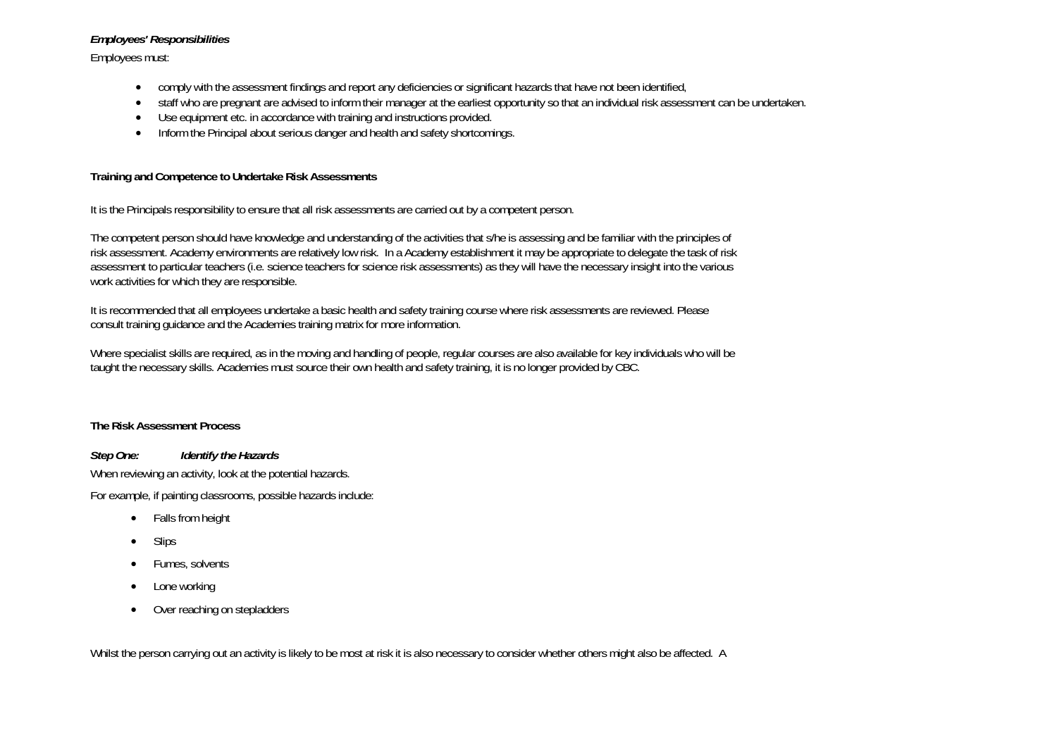***Employees' Responsibilities***

Employees must:

- comply with the assessment findings and report any deficiencies or significant hazards that have not been identified,
- staff who are pregnant are advised to inform their manager at the earliest opportunity so that an individual risk assessment can be undertaken.
- Use equipment etc. in accordance with training and instructions provided.
- Inform the Principal about serious danger and health and safety shortcomings.

**Training and Competence to Undertake Risk Assessments**

It is the Principals responsibility to ensure that all risk assessments are carried out by a competent person.

The competent person should have knowledge and understanding of the activities that s/he is assessing and be familiar with the principles of risk assessment. Academy environments are relatively low risk. In a Academy establishment it may be appropriate to delegate the task of risk assessment to particular teachers (i.e. science teachers for science risk assessments) as they will have the necessary insight into the various work activities for which they are responsible.

It is recommended that all employees undertake a basic health and safety training course where risk assessments are reviewed. Please consult training guidance and the Academies training matrix for more information.

Where specialist skills are required, as in the moving and handling of people, regular courses are also available for key individuals who will be taught the necessary skills. Academies must source their own health and safety training, it is no longer provided by CBC.

**The Risk Assessment Process**

***Step One: Identify the Hazards***

When reviewing an activity, look at the potential hazards.

For example, if painting classrooms, possible hazards include:

- Falls from height
- Slips
- Fumes, solvents
- Lone working
- Over reaching on stepladders

Whilst the person carrying out an activity is likely to be most at risk it is also necessary to consider whether others might also be affected. A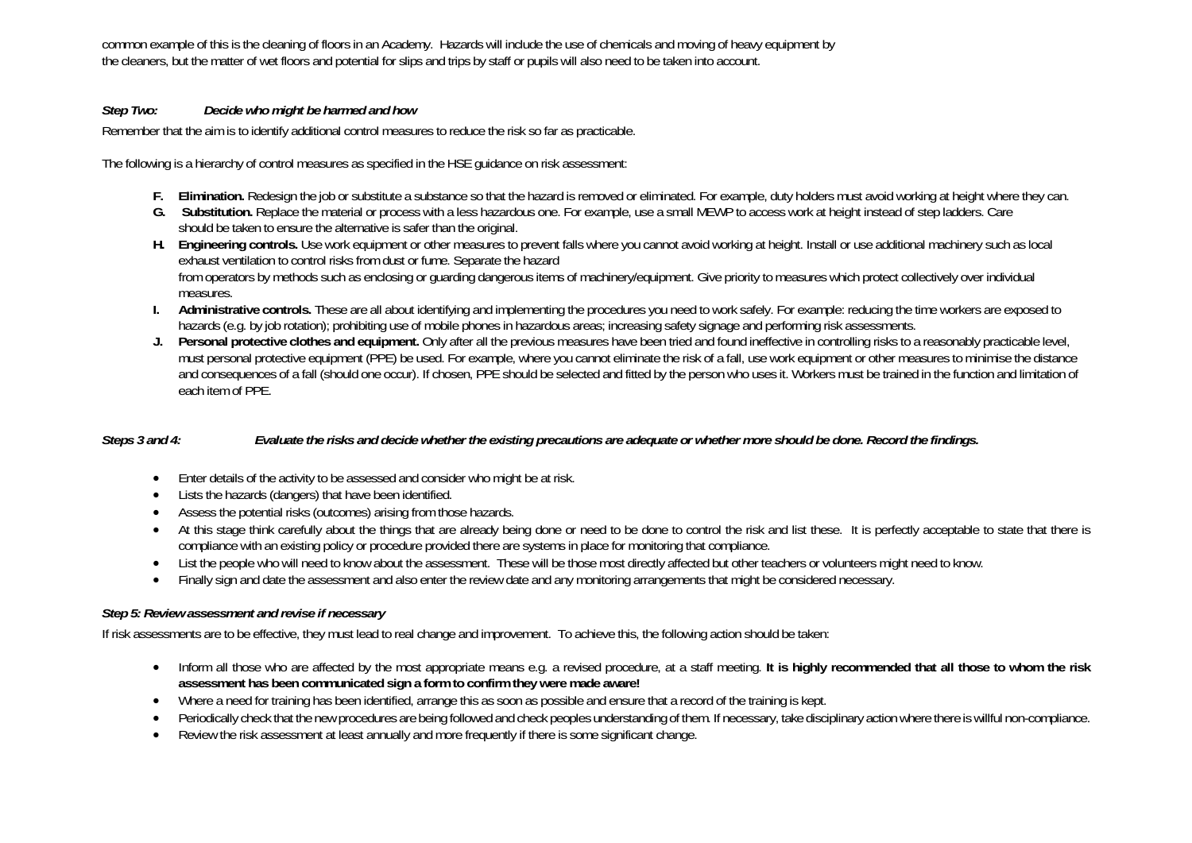common example of this is the cleaning of floors in an Academy. Hazards will include the use of chemicals and moving of heavy equipment by the cleaners, but the matter of wet floors and potential for slips and trips by staff or pupils will also need to be taken into account.

***Step Two: Decide who might be harmed and how***

Remember that the aim is to identify additional control measures to reduce the risk so far as practicable.

The following is a hierarchy of control measures as specified in the HSE guidance on risk assessment:

F. **Elimination.** Redesign the job or substitute a substance so that the hazard is removed or eliminated. For example, duty holders must avoid working at height where they can.
G. **Substitution.** Replace the material or process with a less hazardous one. For example, use a small MEWP to access work at height instead of step ladders. Care should be taken to ensure the alternative is safer than the original.
H. **Engineering controls.** Use work equipment or other measures to prevent falls where you cannot avoid working at height. Install or use additional machinery such as local exhaust ventilation to control risks from dust or fume. Separate the hazard from operators by methods such as enclosing or guarding dangerous items of machinery/equipment. Give priority to measures which protect collectively over individual measures.
I. **Administrative controls.** These are all about identifying and implementing the procedures you need to work safely. For example: reducing the time workers are exposed to hazards (e.g. by job rotation); prohibiting use of mobile phones in hazardous areas; increasing safety signage and performing risk assessments.
J. **Personal protective clothes and equipment.** Only after all the previous measures have been tried and found ineffective in controlling risks to a reasonably practicable level, must personal protective equipment (PPE) be used. For example, where you cannot eliminate the risk of a fall, use work equipment or other measures to minimise the distance and consequences of a fall (should one occur). If chosen, PPE should be selected and fitted by the person who uses it. Workers must be trained in the function and limitation of each item of PPE.

***Steps 3 and 4: Evaluate the risks and decide whether the existing precautions are adequate or whether more should be done. Record the findings.***

- Enter details of the activity to be assessed and consider who might be at risk.
- Lists the hazards (dangers) that have been identified.
- Assess the potential risks (outcomes) arising from those hazards.
- At this stage think carefully about the things that are already being done or need to be done to control the risk and list these. It is perfectly acceptable to state that there is compliance with an existing policy or procedure provided there are systems in place for monitoring that compliance.
- List the people who will need to know about the assessment. These will be those most directly affected but other teachers or volunteers might need to know.
- Finally sign and date the assessment and also enter the review date and any monitoring arrangements that might be considered necessary.

***Step 5: Review assessment and revise if necessary***

If risk assessments are to be effective, they must lead to real change and improvement. To achieve this, the following action should be taken:

- Inform all those who are affected by the most appropriate means e.g. a revised procedure, at a staff meeting. **It is highly recommended that all those to whom the risk assessment has been communicated sign a form to confirm they were made aware!**
- Where a need for training has been identified, arrange this as soon as possible and ensure that a record of the training is kept.
- Periodically check that the new procedures are being followed and check peoples understanding of them. If necessary, take disciplinary action where there is willful non-compliance.
- Review the risk assessment at least annually and more frequently if there is some significant change.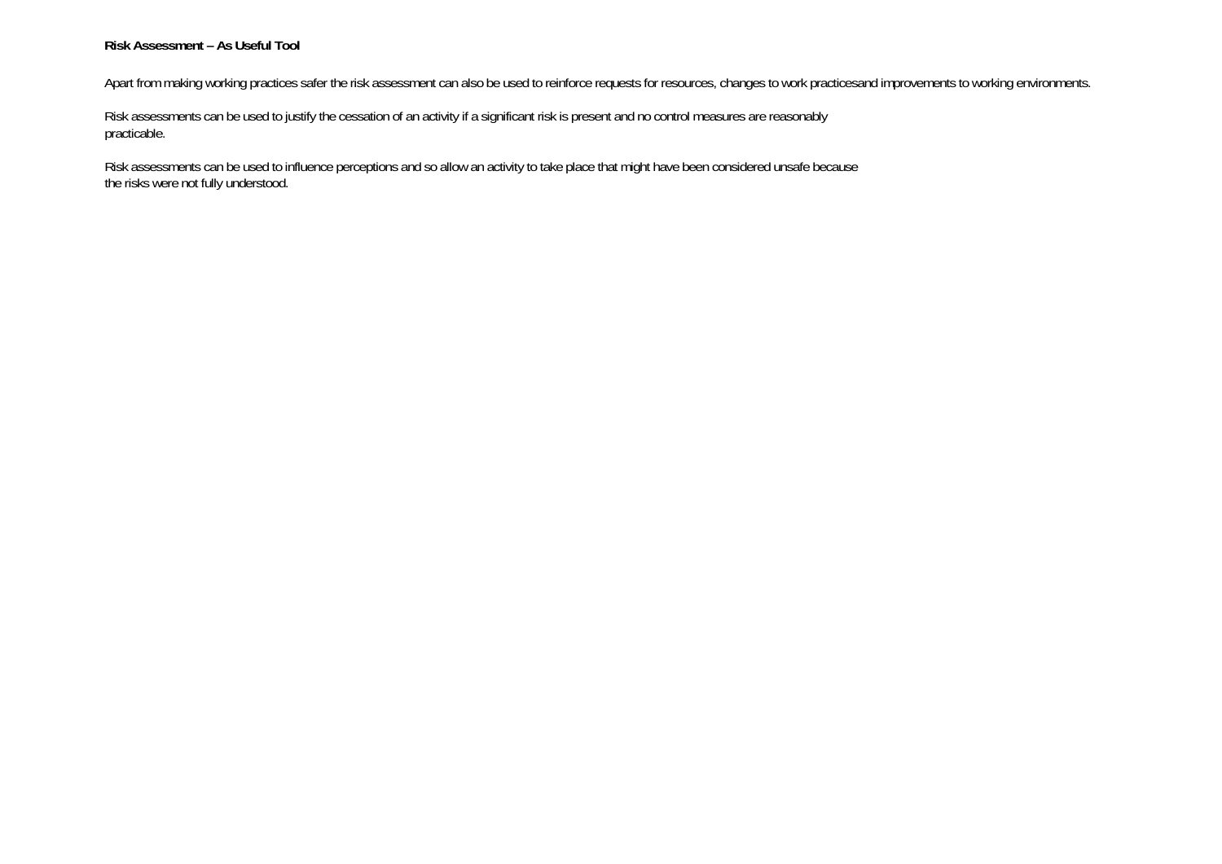**Risk Assessment – As Useful Tool**

Apart from making working practices safer the risk assessment can also be used to reinforce requests for resources, changes to work practicesand improvements to working environments.

Risk assessments can be used to justify the cessation of an activity if a significant risk is present and no control measures are reasonably practicable.

Risk assessments can be used to influence perceptions and so allow an activity to take place that might have been considered unsafe because the risks were not fully understood.